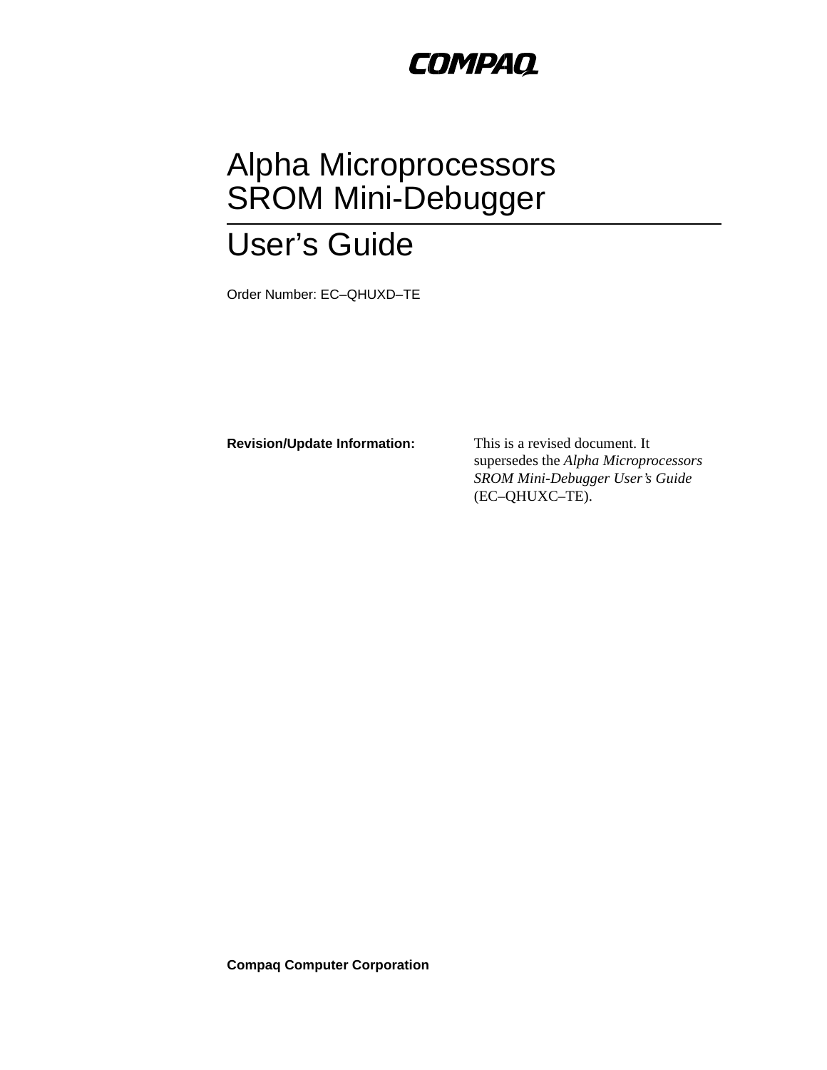COMPAQ

# Alpha Microprocessors SROM Mini-Debugger

# User's Guide

Order Number: EC–QHUXD–TE

**Revision/Update Information:** This is a revised document. It supersedes the *Alpha Microprocessors SROM Mini-Debugger User's Guide* (EC–QHUXC–TE).

**Compaq Computer Corporation**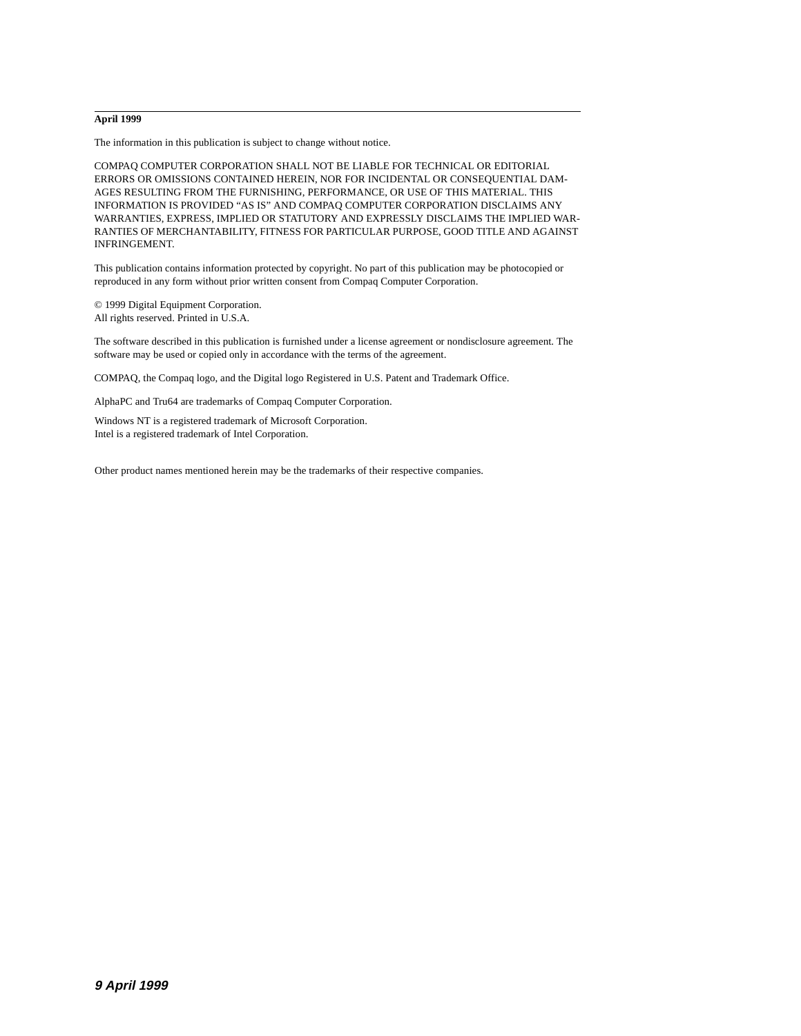**April 1999**

The information in this publication is subject to change without notice.

COMPAQ COMPUTER CORPORATION SHALL NOT BE LIABLE FOR TECHNICAL OR EDITORIAL ERRORS OR OMISSIONS CONTAINED HEREIN, NOR FOR INCIDENTAL OR CONSEQUENTIAL DAMAGES RESULTING FROM THE FURNISHING, PERFORMANCE, OR USE OF THIS MATERIAL. THIS INFORMATION IS PROVIDED "AS IS" AND COMPAQ COMPUTER CORPORATION DISCLAIMS ANY WARRANTIES, EXPRESS, IMPLIED OR STATUTORY AND EXPRESSLY DISCLAIMS THE IMPLIED WARRANTIES OF MERCHANTABILITY, FITNESS FOR PARTICULAR PURPOSE, GOOD TITLE AND AGAINST INFRINGEMENT.

This publication contains information protected by copyright. No part of this publication may be photocopied or reproduced in any form without prior written consent from Compaq Computer Corporation.

© 1999 Digital Equipment Corporation.
All rights reserved. Printed in U.S.A.

The software described in this publication is furnished under a license agreement or nondisclosure agreement. The software may be used or copied only in accordance with the terms of the agreement.

COMPAQ, the Compaq logo, and the Digital logo Registered in U.S. Patent and Trademark Office.

AlphaPC and Tru64 are trademarks of Compaq Computer Corporation.

Windows NT is a registered trademark of Microsoft Corporation.
Intel is a registered trademark of Intel Corporation.

Other product names mentioned herein may be the trademarks of their respective companies.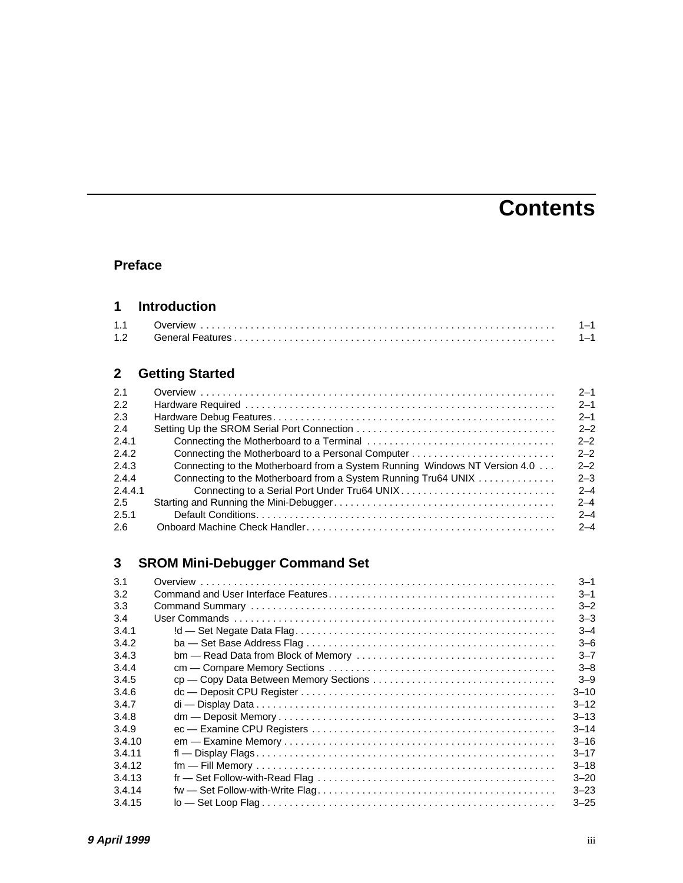# Contents

## Preface

## 1 Introduction

| | | |
|---|---|---|
| 1.1 | Overview | 1–1 |
| 1.2 | General Features | 1–1 |

## 2 Getting Started

| | | |
|---|---|---|
| 2.1 | Overview | 2–1 |
| 2.2 | Hardware Required | 2–1 |
| 2.3 | Hardware Debug Features | 2–1 |
| 2.4 | Setting Up the SROM Serial Port Connection | 2–2 |
| 2.4.1 | Connecting the Motherboard to a Terminal | 2–2 |
| 2.4.2 | Connecting the Motherboard to a Personal Computer | 2–2 |
| 2.4.3 | Connecting to the Motherboard from a System Running Windows NT Version 4.0 | 2–2 |
| 2.4.4 | Connecting to the Motherboard from a System Running Tru64 UNIX | 2–3 |
| 2.4.4.1 | Connecting to a Serial Port Under Tru64 UNIX | 2–4 |
| 2.5 | Starting and Running the Mini-Debugger | 2–4 |
| 2.5.1 | Default Conditions | 2–4 |
| 2.6 | Onboard Machine Check Handler | 2–4 |

## 3 SROM Mini-Debugger Command Set

| | | |
|---|---|---|
| 3.1 | Overview | 3–1 |
| 3.2 | Command and User Interface Features | 3–1 |
| 3.3 | Command Summary | 3–2 |
| 3.4 | User Commands | 3–3 |
| 3.4.1 | !d — Set Negate Data Flag | 3–4 |
| 3.4.2 | ba — Set Base Address Flag | 3–6 |
| 3.4.3 | bm — Read Data from Block of Memory | 3–7 |
| 3.4.4 | cm — Compare Memory Sections | 3–8 |
| 3.4.5 | cp — Copy Data Between Memory Sections | 3–9 |
| 3.4.6 | dc — Deposit CPU Register | 3–10 |
| 3.4.7 | di — Display Data | 3–12 |
| 3.4.8 | dm — Deposit Memory | 3–13 |
| 3.4.9 | ec — Examine CPU Registers | 3–14 |
| 3.4.10 | em — Examine Memory | 3–16 |
| 3.4.11 | fl — Display Flags | 3–17 |
| 3.4.12 | fm — Fill Memory | 3–18 |
| 3.4.13 | fr — Set Follow-with-Read Flag | 3–20 |
| 3.4.14 | fw — Set Follow-with-Write Flag | 3–23 |
| 3.4.15 | lo — Set Loop Flag | 3–25 |

*9 April 1999*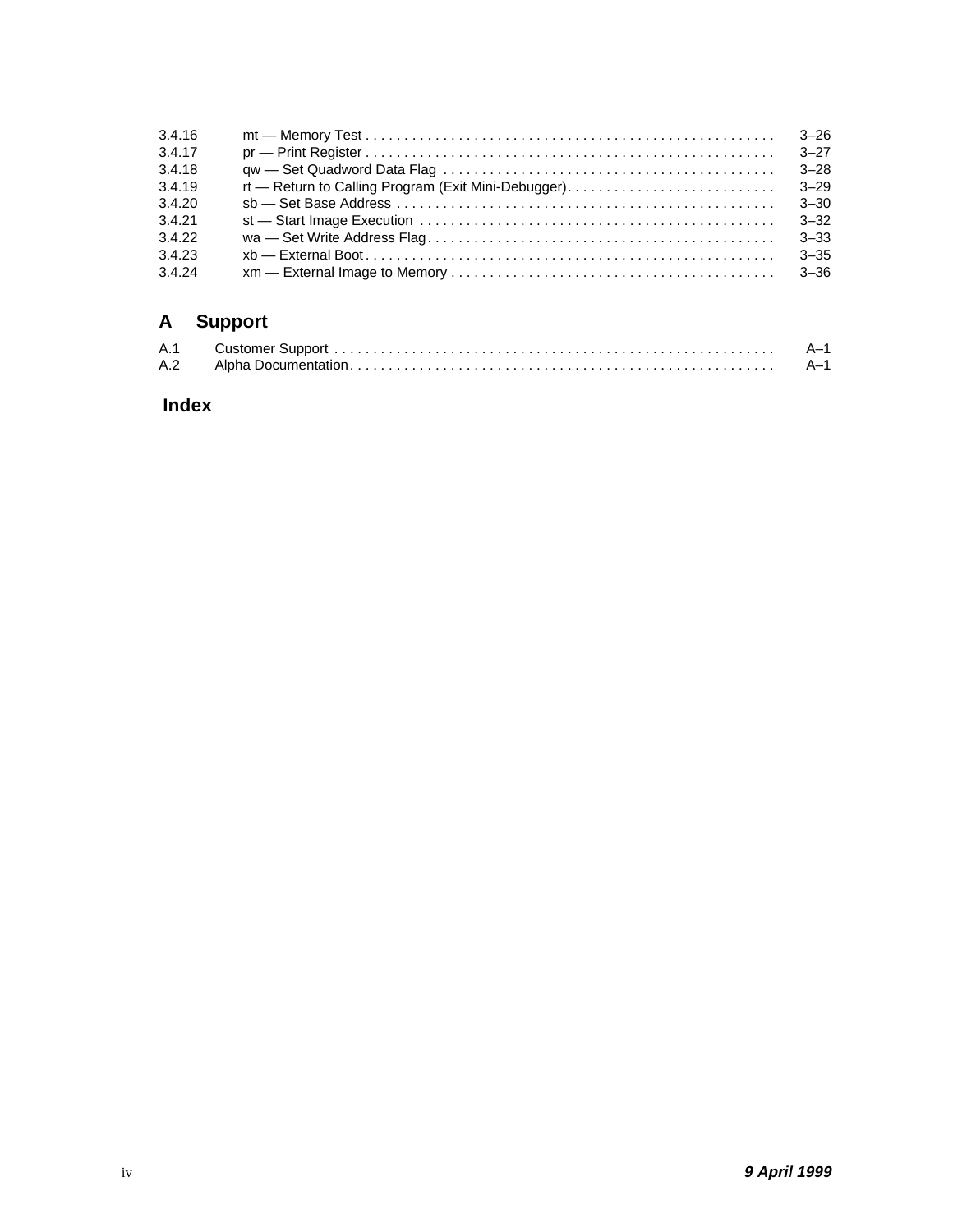| | | |
|---|---|---|
| 3.4.16 | mt — Memory Test | 3–26 |
| 3.4.17 | pr — Print Register | 3–27 |
| 3.4.18 | qw — Set Quadword Data Flag | 3–28 |
| 3.4.19 | rt — Return to Calling Program (Exit Mini-Debugger) | 3–29 |
| 3.4.20 | sb — Set Base Address | 3–30 |
| 3.4.21 | st — Start Image Execution | 3–32 |
| 3.4.22 | wa — Set Write Address Flag | 3–33 |
| 3.4.23 | xb — External Boot | 3–35 |
| 3.4.24 | xm — External Image to Memory | 3–36 |

## A Support

| | | |
|---|---|---|
| A.1 | Customer Support | A–1 |
| A.2 | Alpha Documentation | A–1 |

## Index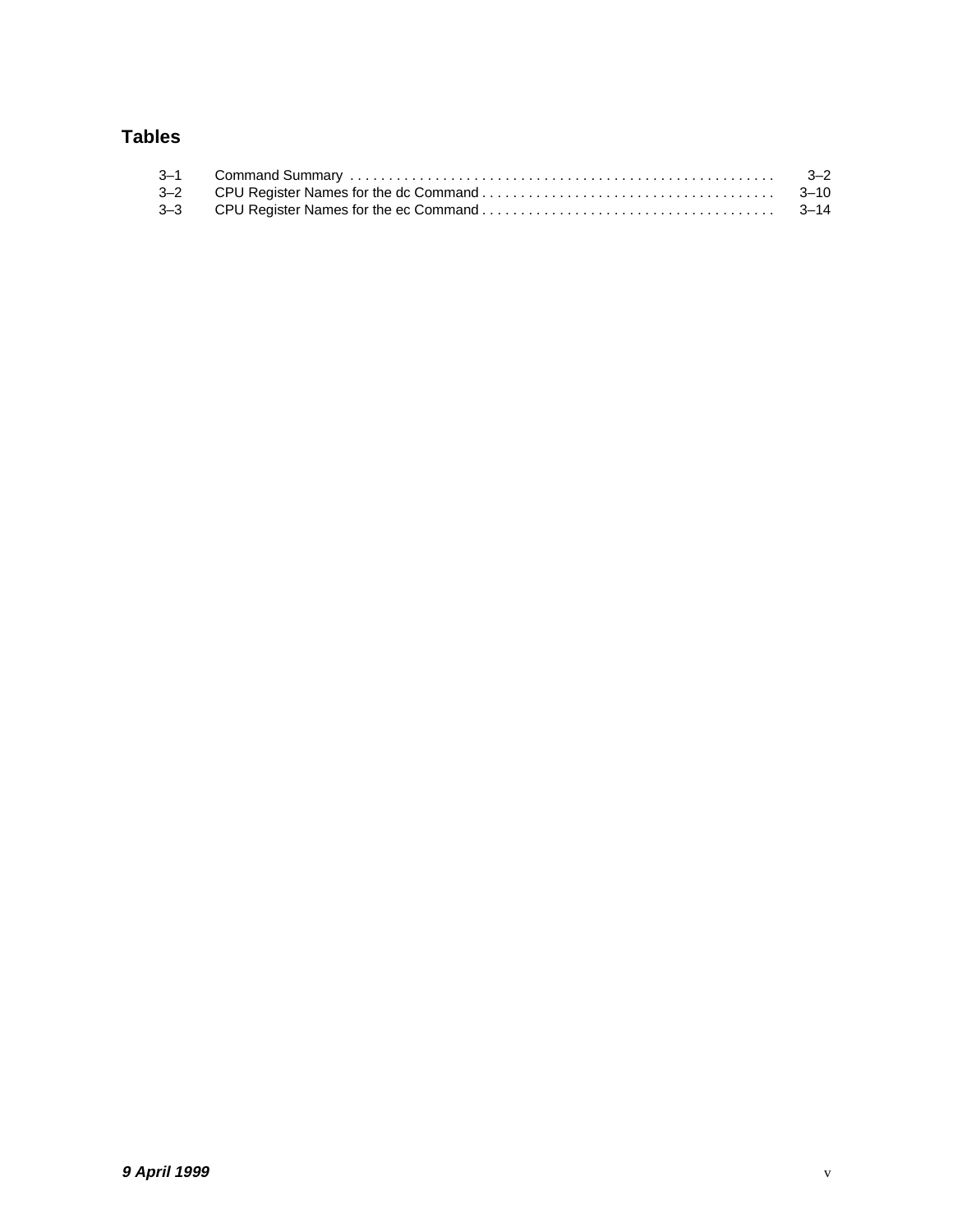## Tables

| | | |
|---|---|---|
| 3–1 | Command Summary | 3–2 |
| 3–2 | CPU Register Names for the dc Command | 3–10 |
| 3–3 | CPU Register Names for the ec Command | 3–14 |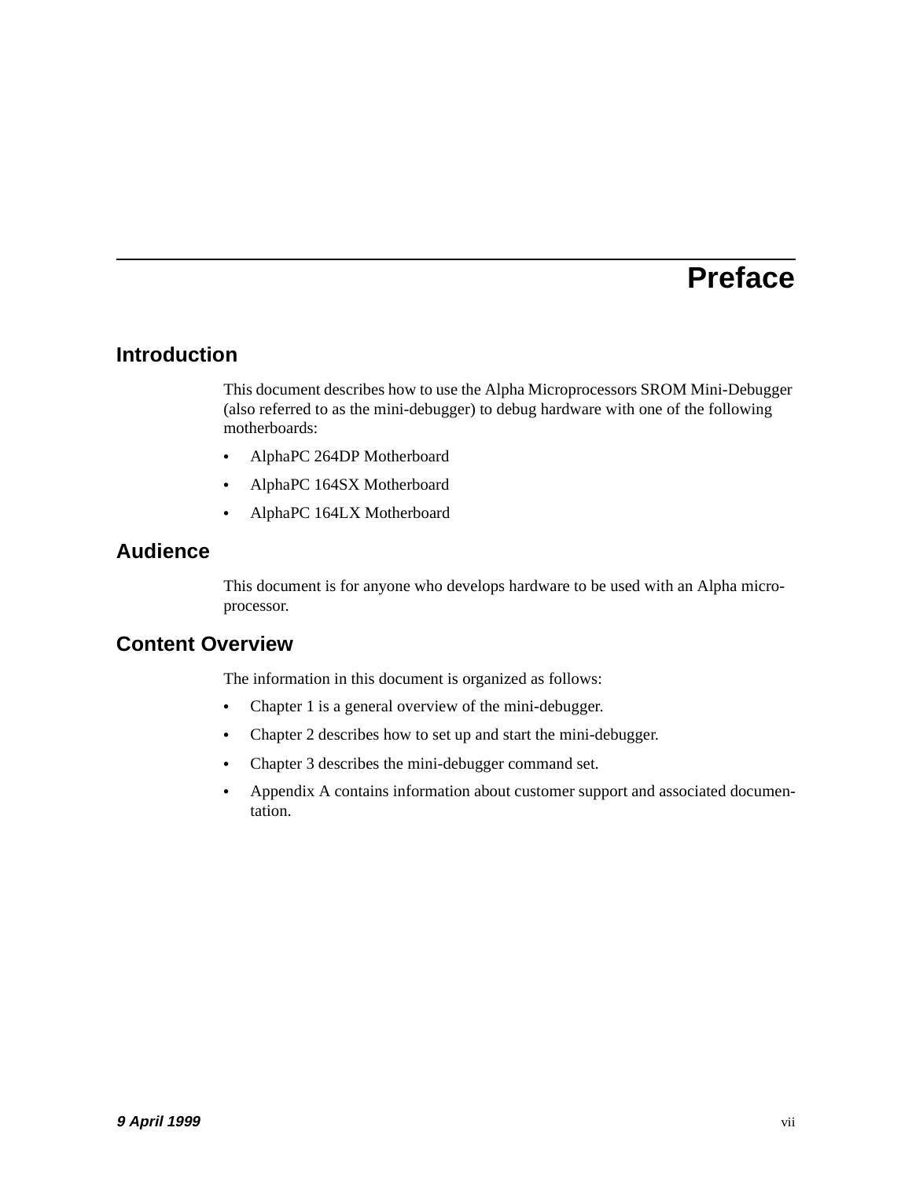# Preface

## Introduction

This document describes how to use the Alpha Microprocessors SROM Mini-Debugger (also referred to as the mini-debugger) to debug hardware with one of the following motherboards:

- AlphaPC 264DP Motherboard
- AlphaPC 164SX Motherboard
- AlphaPC 164LX Motherboard

## Audience

This document is for anyone who develops hardware to be used with an Alpha micro-processor.

## Content Overview

The information in this document is organized as follows:

- Chapter 1 is a general overview of the mini-debugger.
- Chapter 2 describes how to set up and start the mini-debugger.
- Chapter 3 describes the mini-debugger command set.
- Appendix A contains information about customer support and associated documen-tation.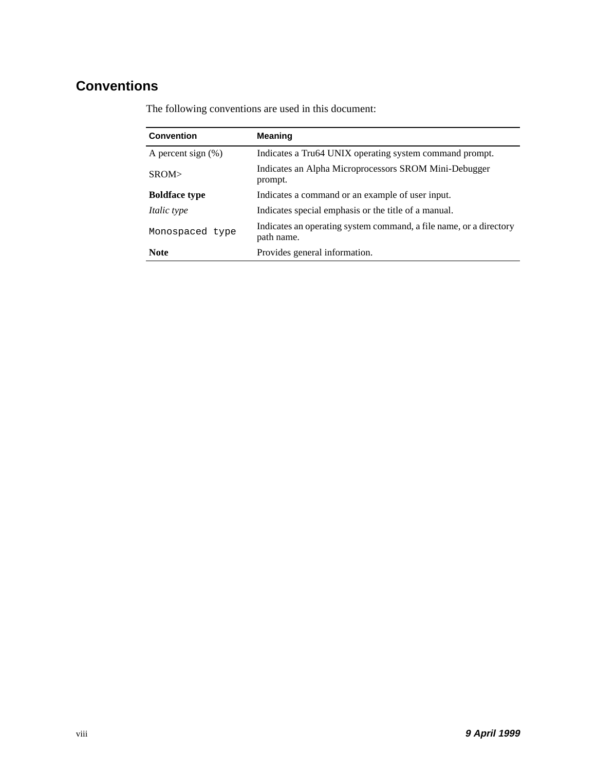# Conventions

The following conventions are used in this document:

| Convention | Meaning |
|---|---|
| A percent sign (%) | Indicates a Tru64 UNIX operating system command prompt. |
| SROM> | Indicates an Alpha Microprocessors SROM Mini-Debugger prompt. |
| **Boldface type** | Indicates a command or an example of user input. |
| *Italic type* | Indicates special emphasis or the title of a manual. |
| `Monospaced type` | Indicates an operating system command, a file name, or a directory path name. |
| **Note** | Provides general information. |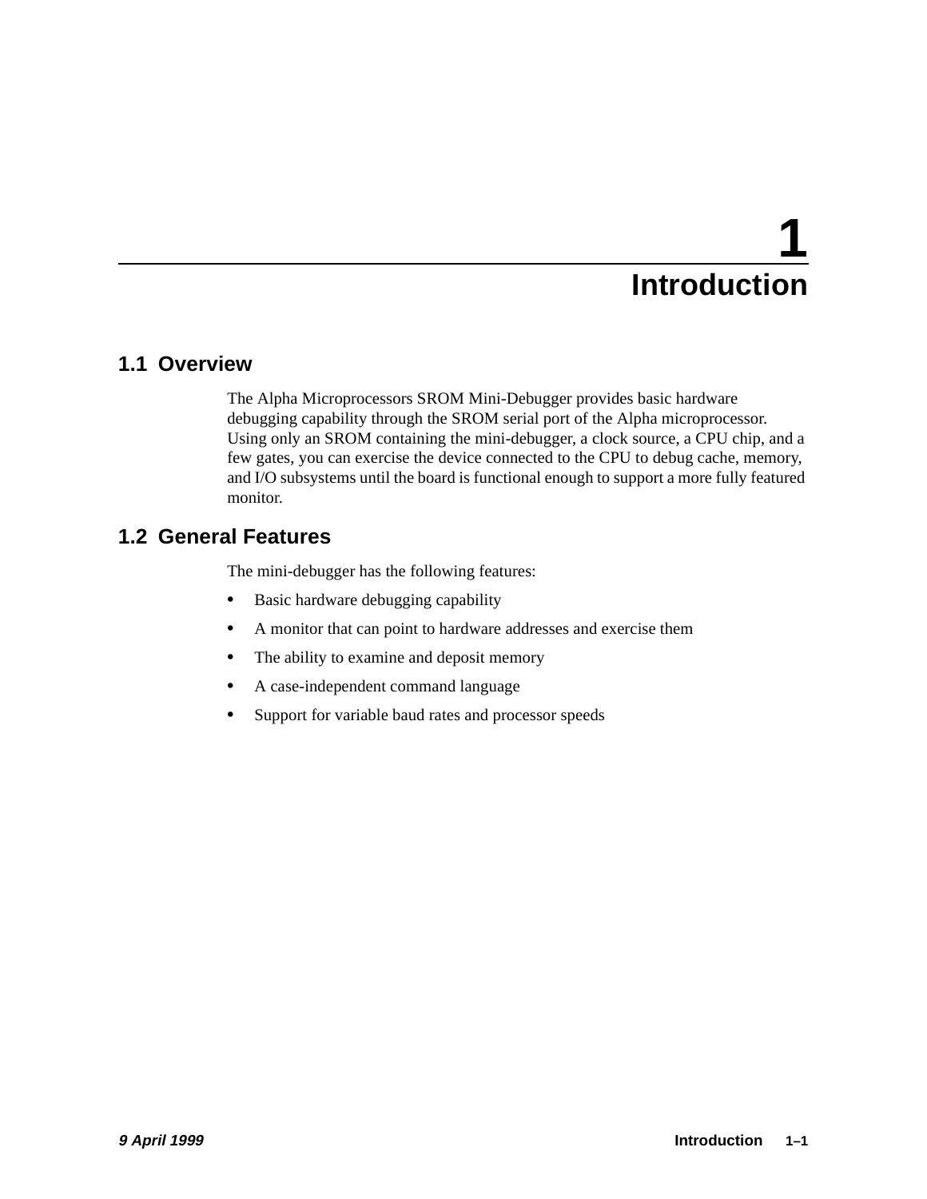# 1 Introduction

## 1.1 Overview

The Alpha Microprocessors SROM Mini-Debugger provides basic hardware debugging capability through the SROM serial port of the Alpha microprocessor. Using only an SROM containing the mini-debugger, a clock source, a CPU chip, and a few gates, you can exercise the device connected to the CPU to debug cache, memory, and I/O subsystems until the board is functional enough to support a more fully featured monitor.

## 1.2 General Features

The mini-debugger has the following features:

- Basic hardware debugging capability
- A monitor that can point to hardware addresses and exercise them
- The ability to examine and deposit memory
- A case-independent command language
- Support for variable baud rates and processor speeds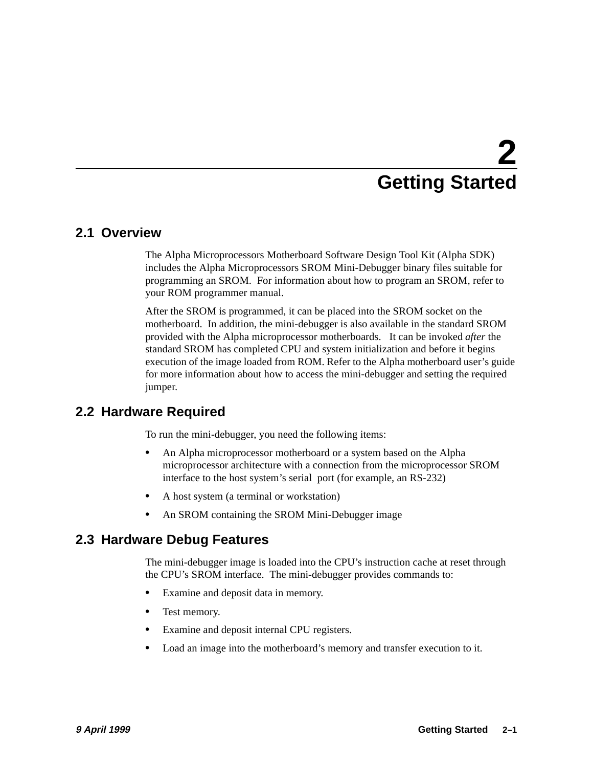# 2 Getting Started

## 2.1 Overview

The Alpha Microprocessors Motherboard Software Design Tool Kit (Alpha SDK) includes the Alpha Microprocessors SROM Mini-Debugger binary files suitable for programming an SROM. For information about how to program an SROM, refer to your ROM programmer manual.

After the SROM is programmed, it can be placed into the SROM socket on the motherboard. In addition, the mini-debugger is also available in the standard SROM provided with the Alpha microprocessor motherboards. It can be invoked *after* the standard SROM has completed CPU and system initialization and before it begins execution of the image loaded from ROM. Refer to the Alpha motherboard user's guide for more information about how to access the mini-debugger and setting the required jumper.

## 2.2 Hardware Required

To run the mini-debugger, you need the following items:

- An Alpha microprocessor motherboard or a system based on the Alpha microprocessor architecture with a connection from the microprocessor SROM interface to the host system's serial port (for example, an RS-232)
- A host system (a terminal or workstation)
- An SROM containing the SROM Mini-Debugger image

## 2.3 Hardware Debug Features

The mini-debugger image is loaded into the CPU's instruction cache at reset through the CPU's SROM interface. The mini-debugger provides commands to:

- Examine and deposit data in memory.
- Test memory.
- Examine and deposit internal CPU registers.
- Load an image into the motherboard's memory and transfer execution to it.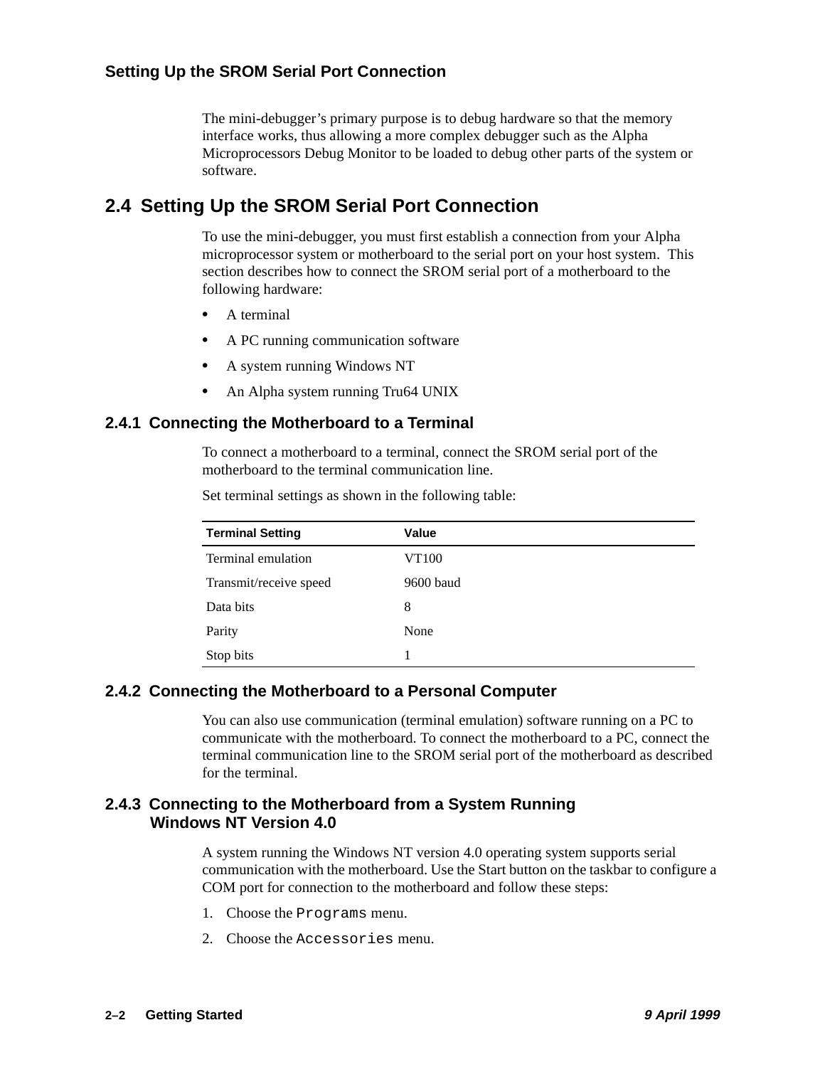The mini-debugger's primary purpose is to debug hardware so that the memory interface works, thus allowing a more complex debugger such as the Alpha Microprocessors Debug Monitor to be loaded to debug other parts of the system or software.

## 2.4 Setting Up the SROM Serial Port Connection

To use the mini-debugger, you must first establish a connection from your Alpha microprocessor system or motherboard to the serial port on your host system. This section describes how to connect the SROM serial port of a motherboard to the following hardware:

- A terminal
- A PC running communication software
- A system running Windows NT
- An Alpha system running Tru64 UNIX

### 2.4.1 Connecting the Motherboard to a Terminal

To connect a motherboard to a terminal, connect the SROM serial port of the motherboard to the terminal communication line.

Set terminal settings as shown in the following table:

| Terminal Setting | Value |
|---|---|
| Terminal emulation | VT100 |
| Transmit/receive speed | 9600 baud |
| Data bits | 8 |
| Parity | None |
| Stop bits | 1 |

### 2.4.2 Connecting the Motherboard to a Personal Computer

You can also use communication (terminal emulation) software running on a PC to communicate with the motherboard. To connect the motherboard to a PC, connect the terminal communication line to the SROM serial port of the motherboard as described for the terminal.

### 2.4.3 Connecting to the Motherboard from a System Running Windows NT Version 4.0

A system running the Windows NT version 4.0 operating system supports serial communication with the motherboard. Use the Start button on the taskbar to configure a COM port for connection to the motherboard and follow these steps:

1. Choose the `Programs` menu.
2. Choose the `Accessories` menu.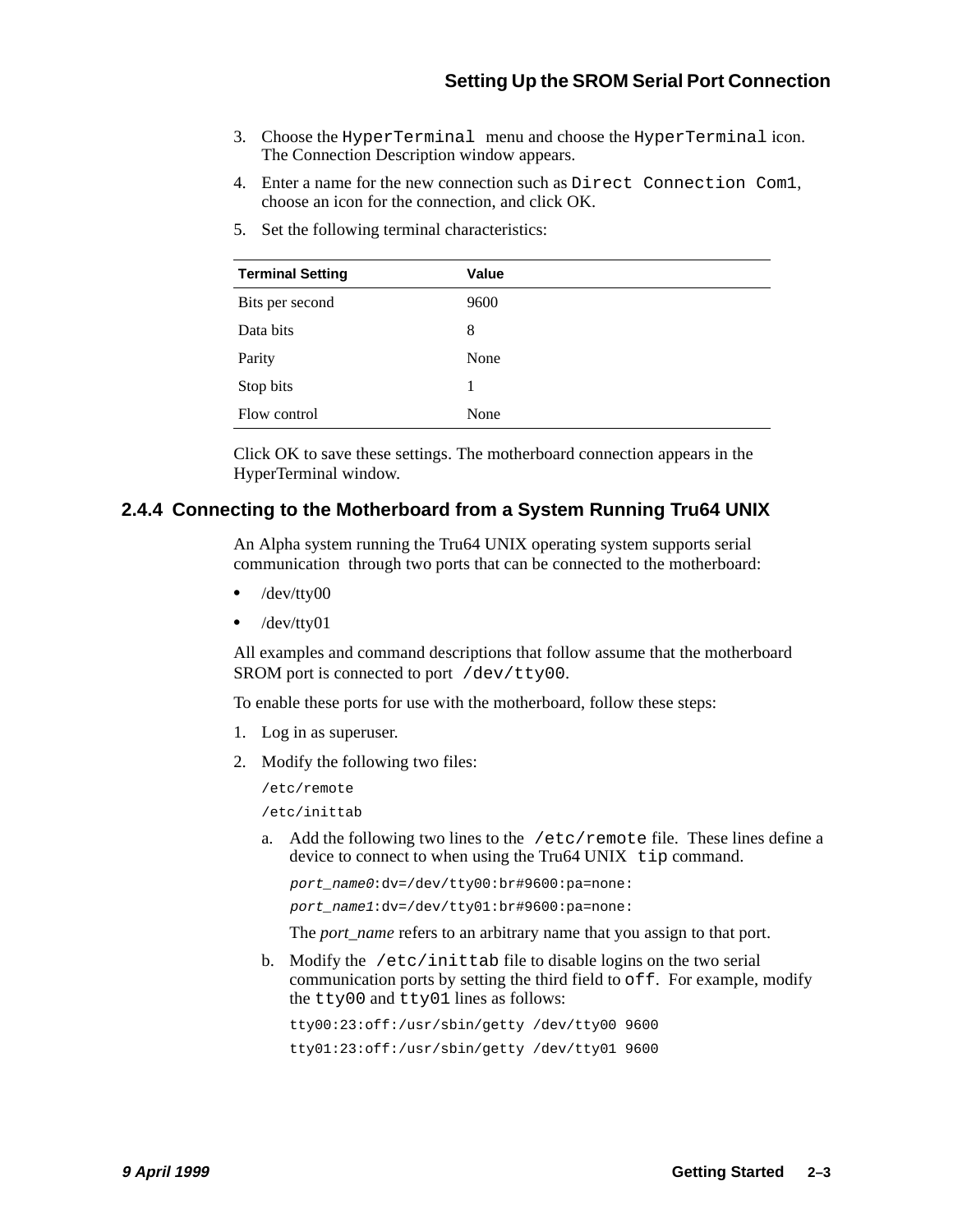3. Choose the `HyperTerminal` menu and choose the `HyperTerminal` icon. The Connection Description window appears.
4. Enter a name for the new connection such as `Direct Connection Com1`, choose an icon for the connection, and click OK.
5. Set the following terminal characteristics:

| Terminal Setting | Value |
|---|---|
| Bits per second | 9600 |
| Data bits | 8 |
| Parity | None |
| Stop bits | 1 |
| Flow control | None |

Click OK to save these settings. The motherboard connection appears in the HyperTerminal window.

### 2.4.4 Connecting to the Motherboard from a System Running Tru64 UNIX

An Alpha system running the Tru64 UNIX operating system supports serial communication through two ports that can be connected to the motherboard:

- /dev/tty00
- /dev/tty01

All examples and command descriptions that follow assume that the motherboard SROM port is connected to port `/dev/tty00`.

To enable these ports for use with the motherboard, follow these steps:

1. Log in as superuser.
2. Modify the following two files:

   ```
   /etc/remote
   /etc/inittab
   ```

   a. Add the following two lines to the `/etc/remote` file. These lines define a device to connect to when using the Tru64 UNIX `tip` command.

   ```
   port_name0:dv=/dev/tty00:br#9600:pa=none:
   port_name1:dv=/dev/tty01:br#9600:pa=none:
   ```

   The *port_name* refers to an arbitrary name that you assign to that port.

   b. Modify the `/etc/inittab` file to disable logins on the two serial communication ports by setting the third field to `off`. For example, modify the `tty00` and `tty01` lines as follows:

   ```
   tty00:23:off:/usr/sbin/getty /dev/tty00 9600
   tty01:23:off:/usr/sbin/getty /dev/tty01 9600
   ```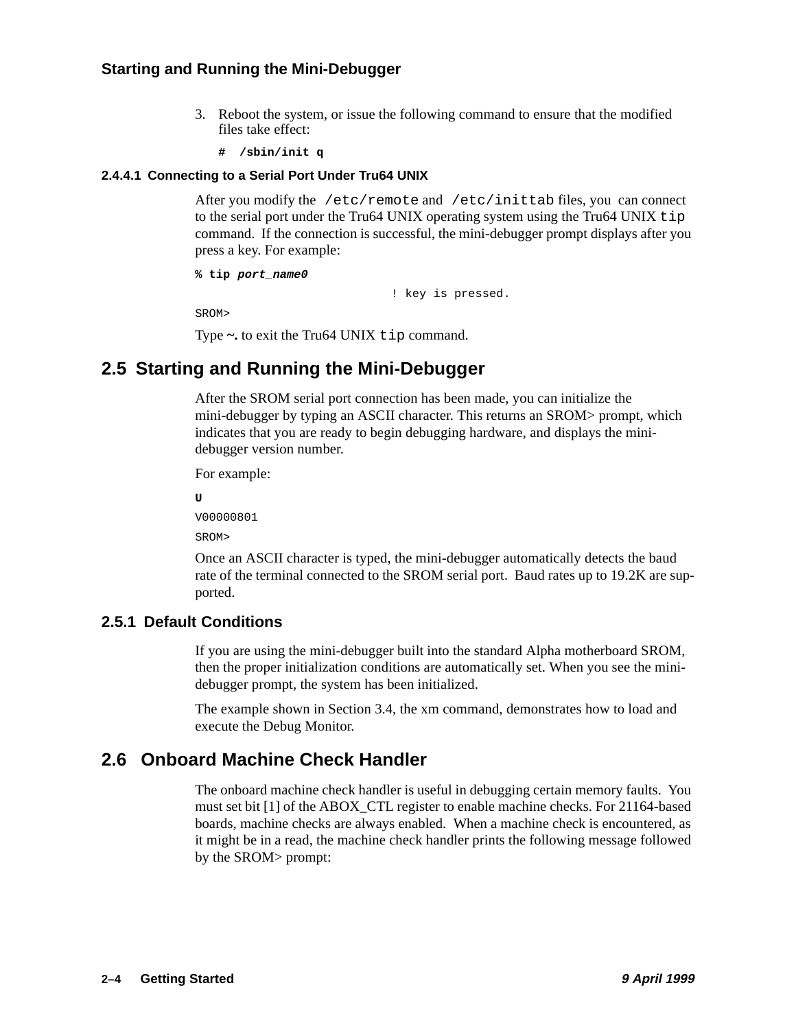3. Reboot the system, or issue the following command to ensure that the modified files take effect:

```
#  /sbin/init q
```

#### 2.4.4.1 Connecting to a Serial Port Under Tru64 UNIX

After you modify the `/etc/remote` and `/etc/inittab` files, you can connect to the serial port under the Tru64 UNIX operating system using the Tru64 UNIX `tip` command. If the connection is successful, the mini-debugger prompt displays after you press a key. For example:

```
% tip port_name0
                              ! key is pressed.
SROM>
```

Type **~.** to exit the Tru64 UNIX `tip` command.

## 2.5 Starting and Running the Mini-Debugger

After the SROM serial port connection has been made, you can initialize the mini-debugger by typing an ASCII character. This returns an SROM> prompt, which indicates that you are ready to begin debugging hardware, and displays the mini-debugger version number.

For example:

```
U
V00000801
SROM>
```

Once an ASCII character is typed, the mini-debugger automatically detects the baud rate of the terminal connected to the SROM serial port. Baud rates up to 19.2K are supported.

### 2.5.1 Default Conditions

If you are using the mini-debugger built into the standard Alpha motherboard SROM, then the proper initialization conditions are automatically set. When you see the mini-debugger prompt, the system has been initialized.

The example shown in Section 3.4, the xm command, demonstrates how to load and execute the Debug Monitor.

## 2.6 Onboard Machine Check Handler

The onboard machine check handler is useful in debugging certain memory faults. You must set bit [1] of the ABOX_CTL register to enable machine checks. For 21164-based boards, machine checks are always enabled. When a machine check is encountered, as it might be in a read, the machine check handler prints the following message followed by the SROM> prompt: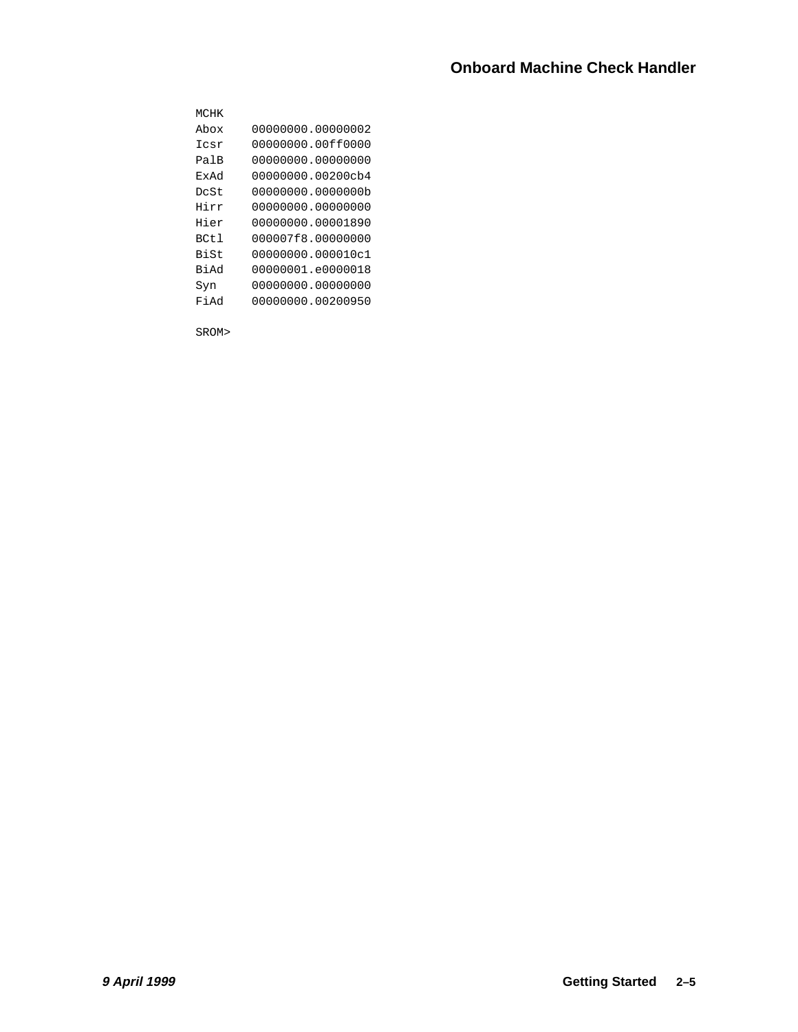```
MCHK
Abox    00000000.00000002
Icsr    00000000.00ff0000
PalB    00000000.00000000
ExAd    00000000.00200cb4
DcSt    00000000.0000000b
Hirr    00000000.00000000
Hier    00000000.00001890
BCtl    000007f8.00000000
BiSt    00000000.000010c1
BiAd    00000001.e0000018
Syn     00000000.00000000
FiAd    00000000.00200950

SROM>
```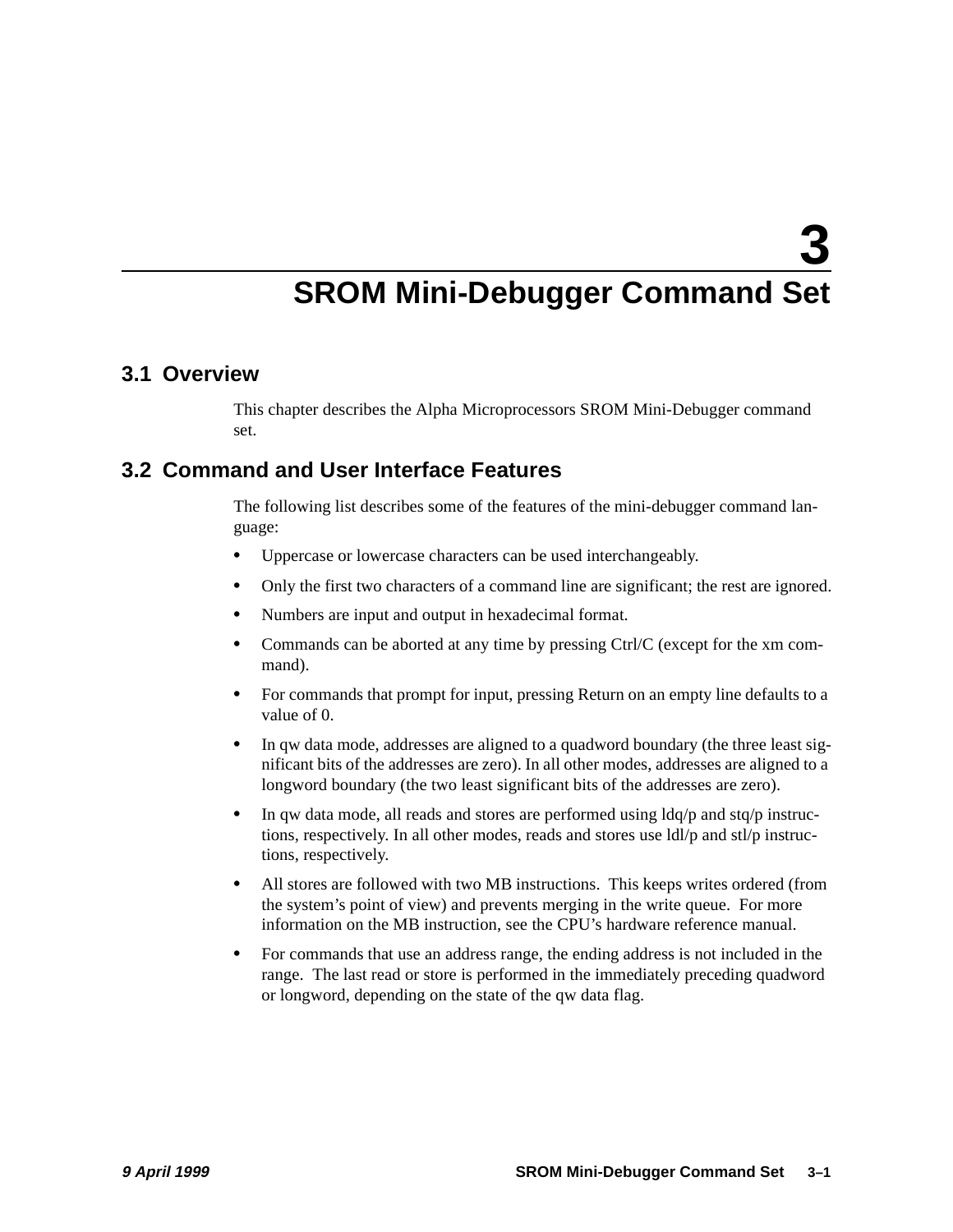// 3
# SROM Mini-Debugger Command Set

## 3.1 Overview

This chapter describes the Alpha Microprocessors SROM Mini-Debugger command set.

## 3.2 Command and User Interface Features

The following list describes some of the features of the mini-debugger command language:

- Uppercase or lowercase characters can be used interchangeably.
- Only the first two characters of a command line are significant; the rest are ignored.
- Numbers are input and output in hexadecimal format.
- Commands can be aborted at any time by pressing Ctrl/C (except for the xm command).
- For commands that prompt for input, pressing Return on an empty line defaults to a value of 0.
- In qw data mode, addresses are aligned to a quadword boundary (the three least significant bits of the addresses are zero). In all other modes, addresses are aligned to a longword boundary (the two least significant bits of the addresses are zero).
- In qw data mode, all reads and stores are performed using ldq/p and stq/p instructions, respectively. In all other modes, reads and stores use ldl/p and stl/p instructions, respectively.
- All stores are followed with two MB instructions. This keeps writes ordered (from the system's point of view) and prevents merging in the write queue. For more information on the MB instruction, see the CPU's hardware reference manual.
- For commands that use an address range, the ending address is not included in the range. The last read or store is performed in the immediately preceding quadword or longword, depending on the state of the qw data flag.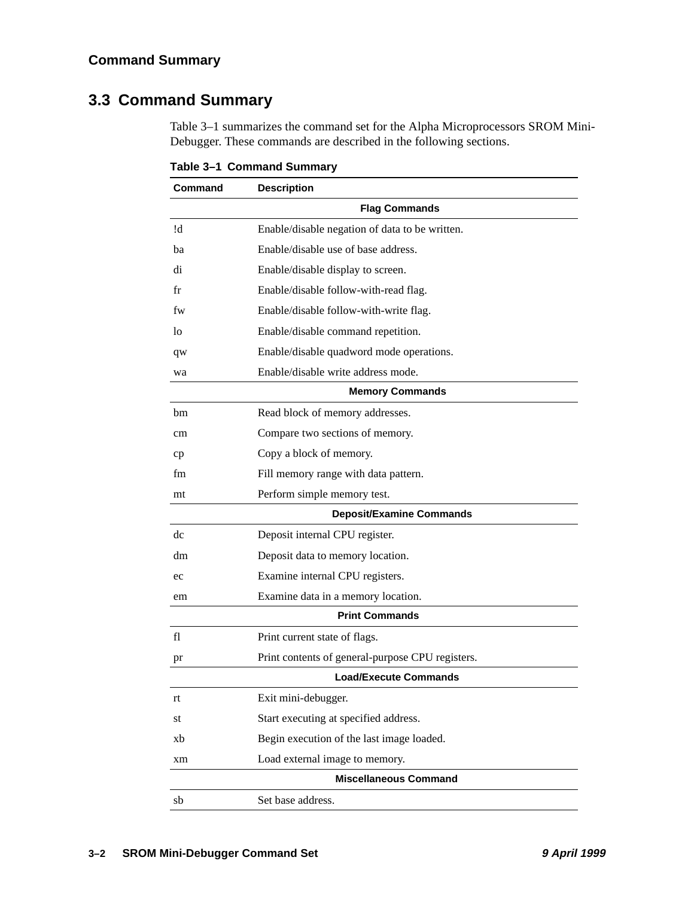## 3.3 Command Summary

Table 3–1 summarizes the command set for the Alpha Microprocessors SROM Mini-Debugger. These commands are described in the following sections.

**Table 3–1 Command Summary**

| Command | Description |
|---|---|
| | **Flag Commands** |
| !d | Enable/disable negation of data to be written. |
| ba | Enable/disable use of base address. |
| di | Enable/disable display to screen. |
| fr | Enable/disable follow-with-read flag. |
| fw | Enable/disable follow-with-write flag. |
| lo | Enable/disable command repetition. |
| qw | Enable/disable quadword mode operations. |
| wa | Enable/disable write address mode. |
| | **Memory Commands** |
| bm | Read block of memory addresses. |
| cm | Compare two sections of memory. |
| cp | Copy a block of memory. |
| fm | Fill memory range with data pattern. |
| mt | Perform simple memory test. |
| | **Deposit/Examine Commands** |
| dc | Deposit internal CPU register. |
| dm | Deposit data to memory location. |
| ec | Examine internal CPU registers. |
| em | Examine data in a memory location. |
| | **Print Commands** |
| fl | Print current state of flags. |
| pr | Print contents of general-purpose CPU registers. |
| | **Load/Execute Commands** |
| rt | Exit mini-debugger. |
| st | Start executing at specified address. |
| xb | Begin execution of the last image loaded. |
| xm | Load external image to memory. |
| | **Miscellaneous Command** |
| sb | Set base address. |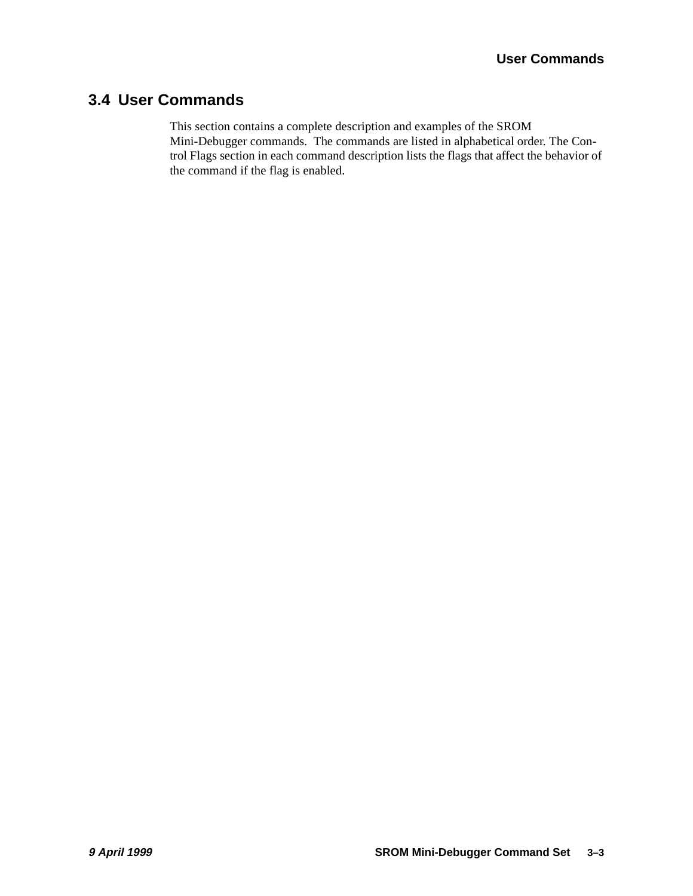## 3.4 User Commands

This section contains a complete description and examples of the SROM Mini-Debugger commands. The commands are listed in alphabetical order. The Control Flags section in each command description lists the flags that affect the behavior of the command if the flag is enabled.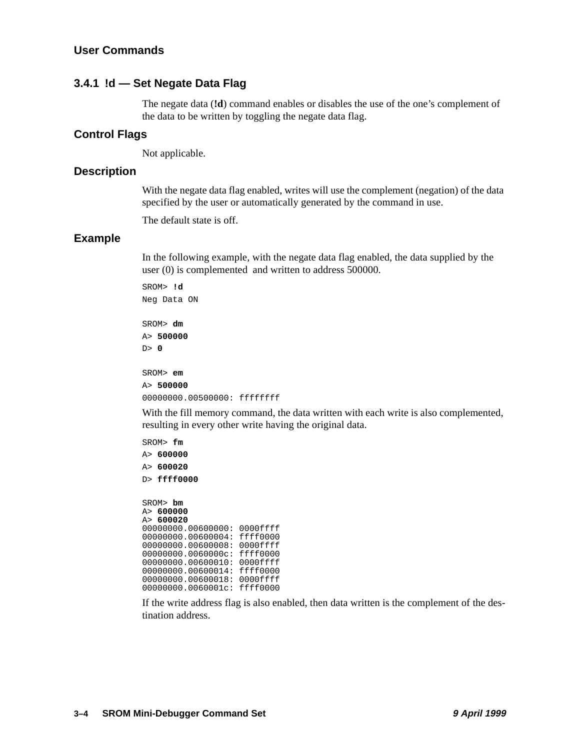### 3.4.1 !d — Set Negate Data Flag

The negate data (**!d**) command enables or disables the use of the one's complement of the data to be written by toggling the negate data flag.

#### Control Flags

Not applicable.

#### Description

With the negate data flag enabled, writes will use the complement (negation) of the data specified by the user or automatically generated by the command in use.

The default state is off.

#### Example

In the following example, with the negate data flag enabled, the data supplied by the user (0) is complemented and written to address 500000.

```
SROM> !d
Neg Data ON

SROM> dm
A> 500000
D> 0

SROM> em
A> 500000
00000000.00500000: ffffffff
```

With the fill memory command, the data written with each write is also complemented, resulting in every other write having the original data.

```
SROM> fm
A> 600000
A> 600020
D> ffff0000

SROM> bm
A> 600000
A> 600020
00000000.00600000: 0000ffff
00000000.00600004: ffff0000
00000000.00600008: 0000ffff
00000000.0060000c: ffff0000
00000000.00600010: 0000ffff
00000000.00600014: ffff0000
00000000.00600018: 0000ffff
00000000.0060001c: ffff0000
```

If the write address flag is also enabled, then data written is the complement of the destination address.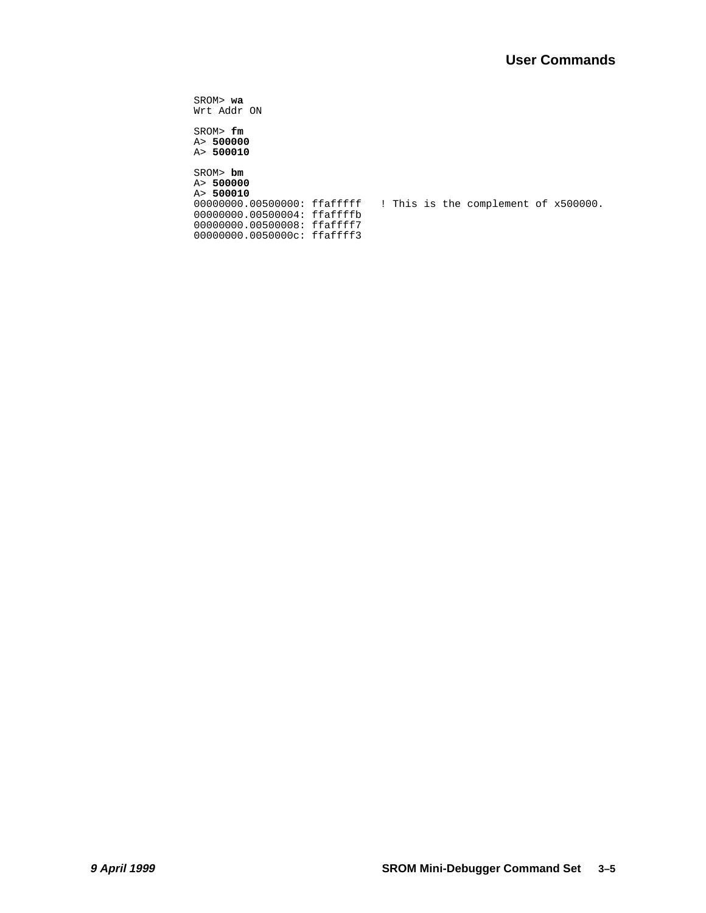```
SROM> wa
Wrt Addr ON

SROM> fm
A> 500000
A> 500010

SROM> bm
A> 500000
A> 500010
00000000.00500000: ffafffff   ! This is the complement of x500000.
00000000.00500004: ffaffffb
00000000.00500008: ffaffff7
00000000.0050000c: ffaffff3
```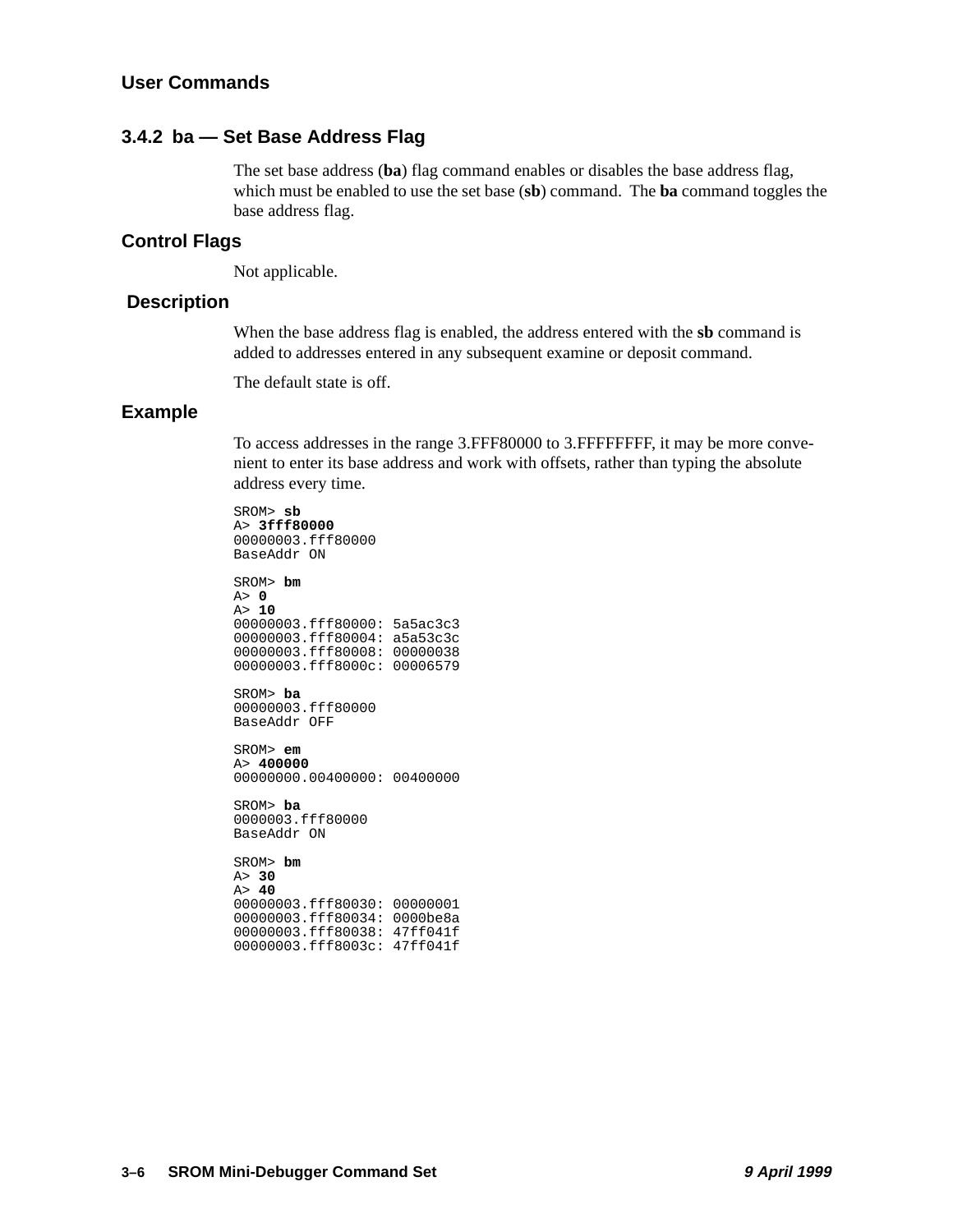## 3.4.2 ba — Set Base Address Flag

The set base address (**ba**) flag command enables or disables the base address flag, which must be enabled to use the set base (**sb**) command. The **ba** command toggles the base address flag.

### Control Flags

Not applicable.

### Description

When the base address flag is enabled, the address entered with the **sb** command is added to addresses entered in any subsequent examine or deposit command.

The default state is off.

### Example

To access addresses in the range 3.FFF80000 to 3.FFFFFFFF, it may be more convenient to enter its base address and work with offsets, rather than typing the absolute address every time.

```
SROM> sb
A> 3fff80000
00000003.fff80000
BaseAddr ON

SROM> bm
A> 0
A> 10
00000003.fff80000: 5a5ac3c3
00000003.fff80004: a5a53c3c
00000003.fff80008: 00000038
00000003.fff8000c: 00006579

SROM> ba
00000003.fff80000
BaseAddr OFF

SROM> em
A> 400000
00000000.00400000: 00400000

SROM> ba
0000003.fff80000
BaseAddr ON

SROM> bm
A> 30
A> 40
00000003.fff80030: 00000001
00000003.fff80034: 0000be8a
00000003.fff80038: 47ff041f
00000003.fff8003c: 47ff041f
```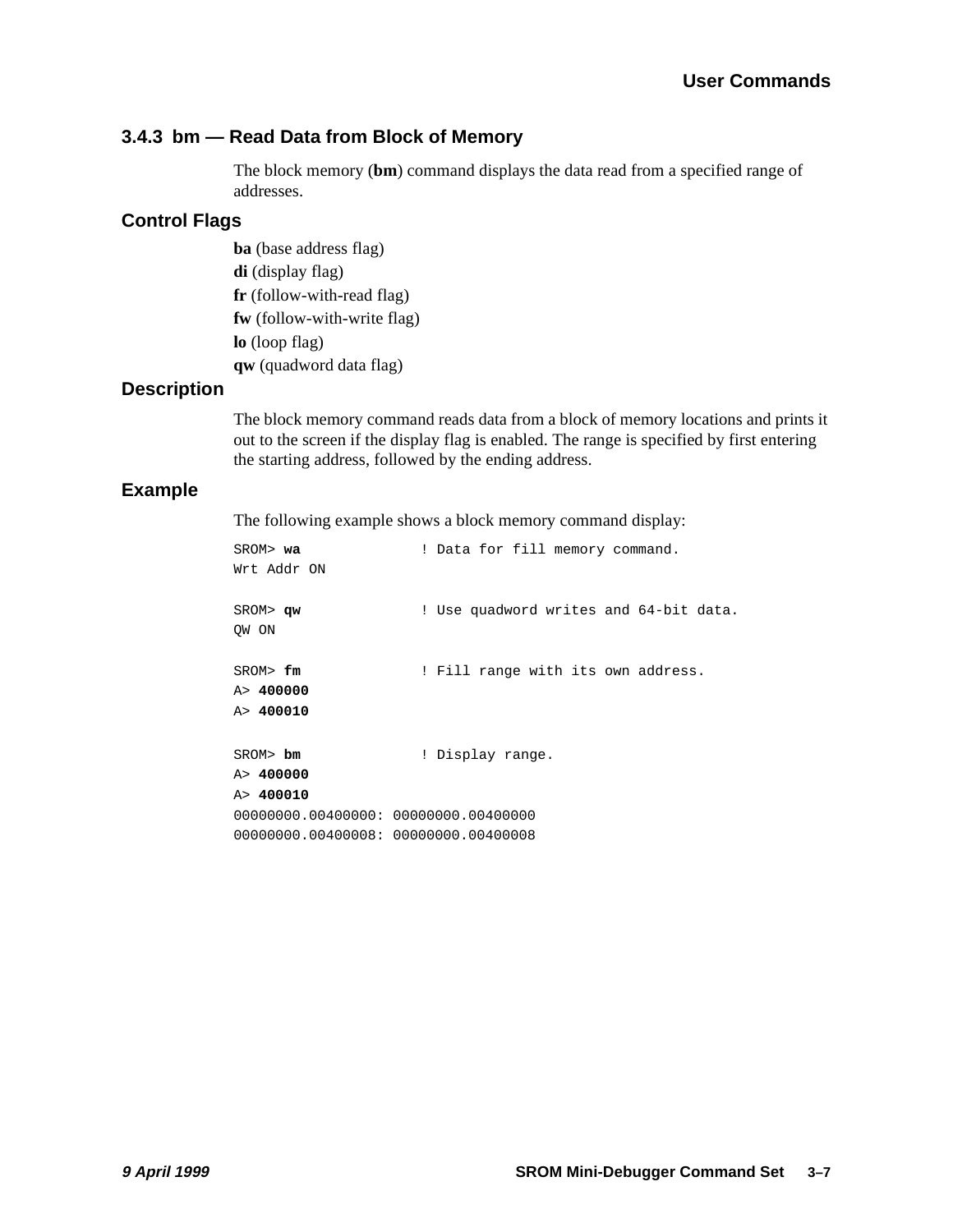### 3.4.3 bm — Read Data from Block of Memory

The block memory (**bm**) command displays the data read from a specified range of addresses.

#### Control Flags

**ba** (base address flag)
**di** (display flag)
**fr** (follow-with-read flag)
**fw** (follow-with-write flag)
**lo** (loop flag)
**qw** (quadword data flag)

#### Description

The block memory command reads data from a block of memory locations and prints it out to the screen if the display flag is enabled. The range is specified by first entering the starting address, followed by the ending address.

#### Example

The following example shows a block memory command display:

```
SROM> wa              ! Data for fill memory command.
Wrt Addr ON

SROM> qw              ! Use quadword writes and 64-bit data.
QW ON

SROM> fm              ! Fill range with its own address.
A> 400000
A> 400010

SROM> bm              ! Display range.
A> 400000
A> 400010
00000000.00400000: 00000000.00400000
00000000.00400008: 00000000.00400008
```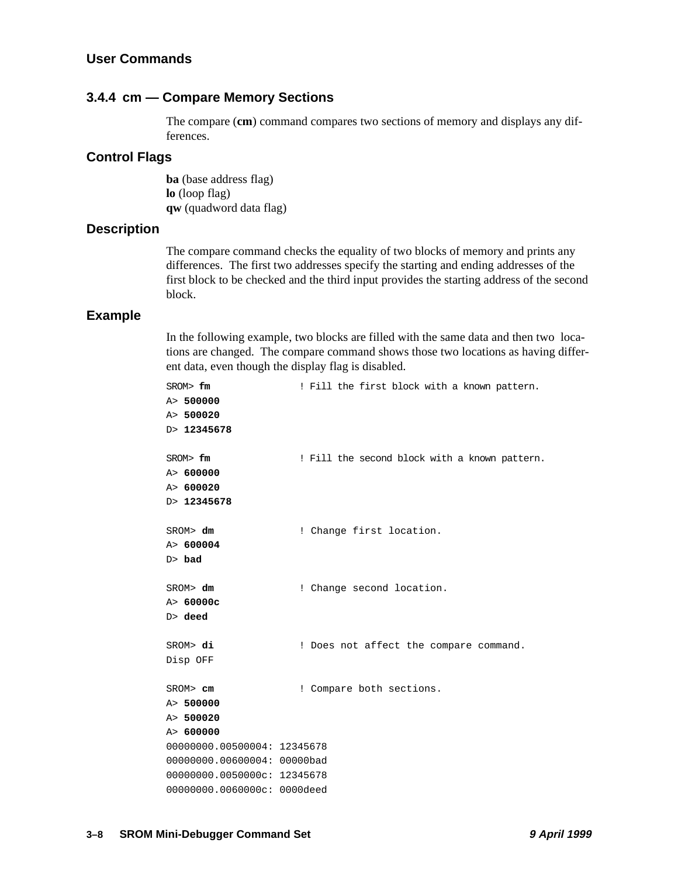### 3.4.4 cm — Compare Memory Sections

The compare (**cm**) command compares two sections of memory and displays any differences.

#### Control Flags

**ba** (base address flag)
**lo** (loop flag)
**qw** (quadword data flag)

#### Description

The compare command checks the equality of two blocks of memory and prints any differences. The first two addresses specify the starting and ending addresses of the first block to be checked and the third input provides the starting address of the second block.

#### Example

In the following example, two blocks are filled with the same data and then two locations are changed. The compare command shows those two locations as having different data, even though the display flag is disabled.

```
SROM> fm              ! Fill the first block with a known pattern.
A> 500000
A> 500020
D> 12345678

SROM> fm              ! Fill the second block with a known pattern.
A> 600000
A> 600020
D> 12345678

SROM> dm              ! Change first location.
A> 600004
D> bad

SROM> dm              ! Change second location.
A> 60000c
D> deed

SROM> di              ! Does not affect the compare command.
Disp OFF

SROM> cm              ! Compare both sections.
A> 500000
A> 500020
A> 600000
00000000.00500004: 12345678
00000000.00600004: 00000bad
00000000.0050000c: 12345678
00000000.0060000c: 0000deed
```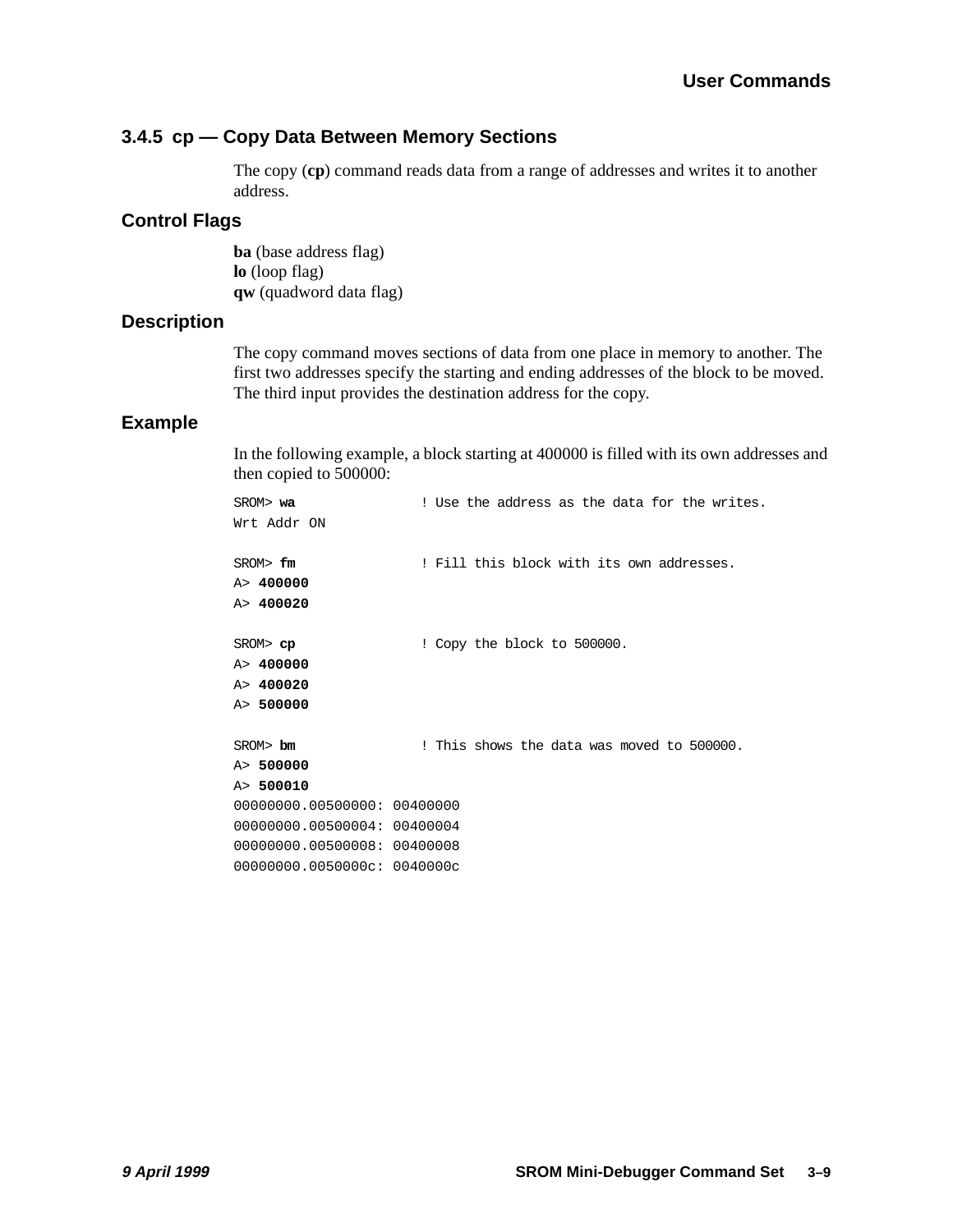### 3.4.5 cp — Copy Data Between Memory Sections

The copy (**cp**) command reads data from a range of addresses and writes it to another address.

#### Control Flags

**ba** (base address flag)
**lo** (loop flag)
**qw** (quadword data flag)

#### Description

The copy command moves sections of data from one place in memory to another. The first two addresses specify the starting and ending addresses of the block to be moved. The third input provides the destination address for the copy.

#### Example

In the following example, a block starting at 400000 is filled with its own addresses and then copied to 500000:

```
SROM> wa             ! Use the address as the data for the writes.
Wrt Addr ON

SROM> fm             ! Fill this block with its own addresses.
A> 400000
A> 400020

SROM> cp             ! Copy the block to 500000.
A> 400000
A> 400020
A> 500000

SROM> bm             ! This shows the data was moved to 500000.
A> 500000
A> 500010
00000000.00500000: 00400000
00000000.00500004: 00400004
00000000.00500008: 00400008
00000000.0050000c: 0040000c
```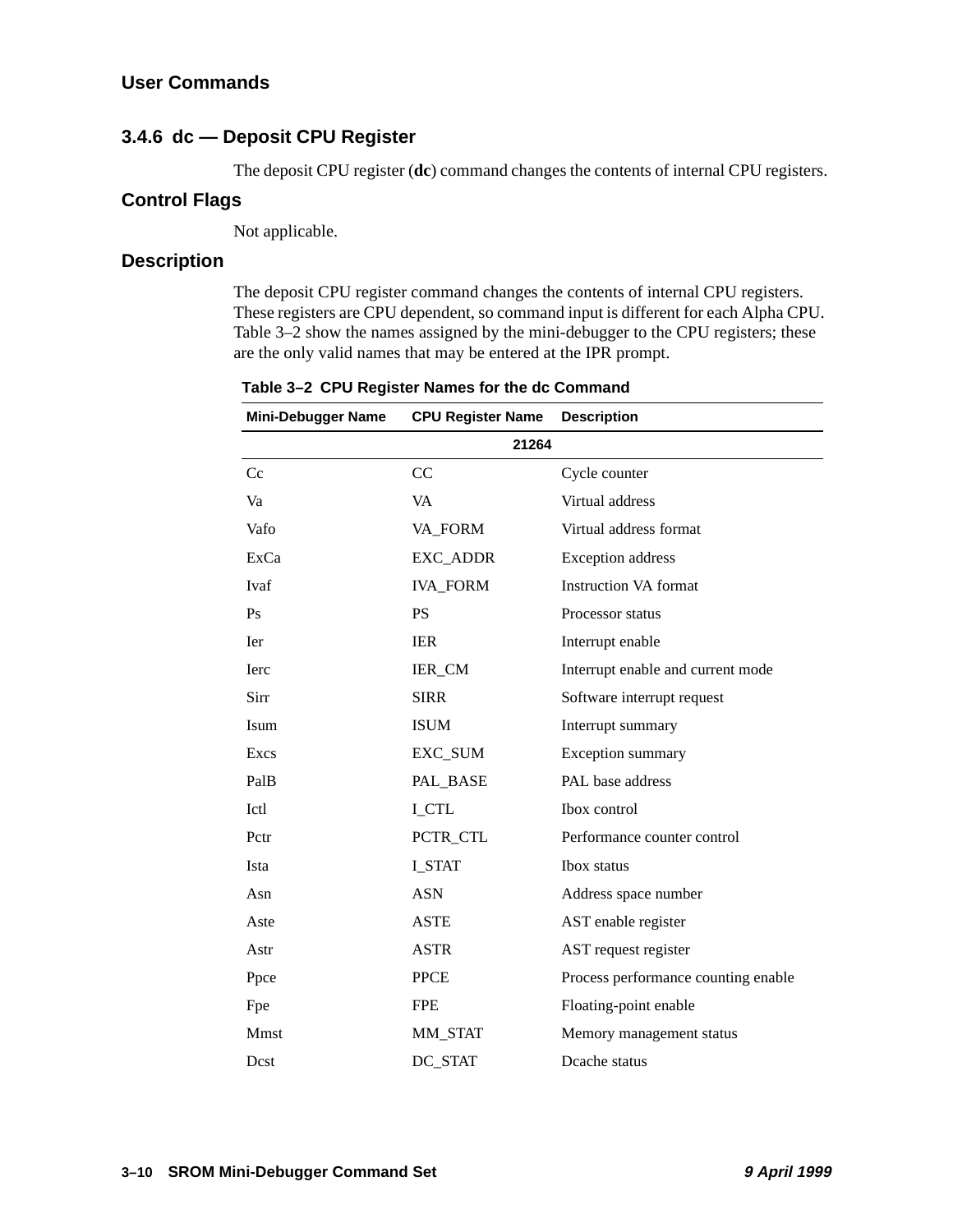### 3.4.6 dc — Deposit CPU Register

The deposit CPU register (**dc**) command changes the contents of internal CPU registers.

#### Control Flags

Not applicable.

#### Description

The deposit CPU register command changes the contents of internal CPU registers. These registers are CPU dependent, so command input is different for each Alpha CPU. Table 3–2 show the names assigned by the mini-debugger to the CPU registers; these are the only valid names that may be entered at the IPR prompt.

**Table 3–2 CPU Register Names for the dc Command**

| Mini-Debugger Name | CPU Register Name | Description |
|---|---|---|
| | **21264** | |
| Cc | CC | Cycle counter |
| Va | VA | Virtual address |
| Vafo | VA_FORM | Virtual address format |
| ExCa | EXC_ADDR | Exception address |
| Ivaf | IVA_FORM | Instruction VA format |
| Ps | PS | Processor status |
| Ier | IER | Interrupt enable |
| Ierc | IER_CM | Interrupt enable and current mode |
| Sirr | SIRR | Software interrupt request |
| Isum | ISUM | Interrupt summary |
| Excs | EXC_SUM | Exception summary |
| PalB | PAL_BASE | PAL base address |
| Ictl | I_CTL | Ibox control |
| Pctr | PCTR_CTL | Performance counter control |
| Ista | I_STAT | Ibox status |
| Asn | ASN | Address space number |
| Aste | ASTE | AST enable register |
| Astr | ASTR | AST request register |
| Ppce | PPCE | Process performance counting enable |
| Fpe | FPE | Floating-point enable |
| Mmst | MM_STAT | Memory management status |
| Dcst | DC_STAT | Dcache status |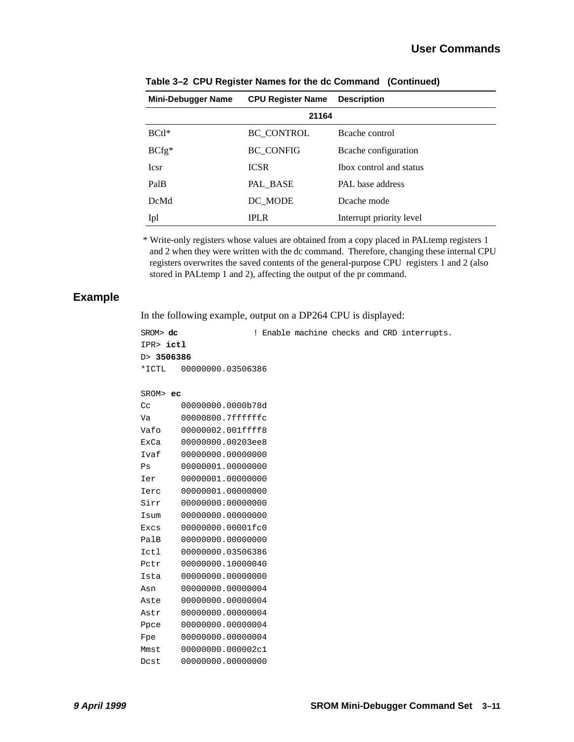**Table 3–2 CPU Register Names for the dc Command (Continued)**

| Mini-Debugger Name | CPU Register Name | Description |
|---|---|---|
| | **21164** | |
| BCtl* | BC_CONTROL | Bcache control |
| BCfg* | BC_CONFIG | Bcache configuration |
| Icsr | ICSR | Ibox control and status |
| PalB | PAL_BASE | PAL base address |
| DcMd | DC_MODE | Dcache mode |
| Ipl | IPLR | Interrupt priority level |

\* Write-only registers whose values are obtained from a copy placed in PALtemp registers 1 and 2 when they were written with the dc command. Therefore, changing these internal CPU registers overwrites the saved contents of the general-purpose CPU registers 1 and 2 (also stored in PALtemp 1 and 2), affecting the output of the pr command.

## Example

In the following example, output on a DP264 CPU is displayed:

```
SROM> dc              ! Enable machine checks and CRD interrupts.
IPR> ictl
D> 3506386
*ICTL   00000000.03506386

SROM> ec
Cc      00000000.0000b78d
Va      00000800.7ffffffc
Vafo    00000002.001ffff8
ExCa    00000000.00203ee8
Ivaf    00000000.00000000
Ps      00000001.00000000
Ier     00000001.00000000
Ierc    00000001.00000000
Sirr    00000000.00000000
Isum    00000000.00000000
Excs    00000000.00001fc0
PalB    00000000.00000000
Ictl    00000000.03506386
Pctr    00000000.10000040
Ista    00000000.00000000
Asn     00000000.00000004
Aste    00000000.00000004
Astr    00000000.00000004
Ppce    00000000.00000004
Fpe     00000000.00000004
Mmst    00000000.000002c1
Dcst    00000000.00000000
```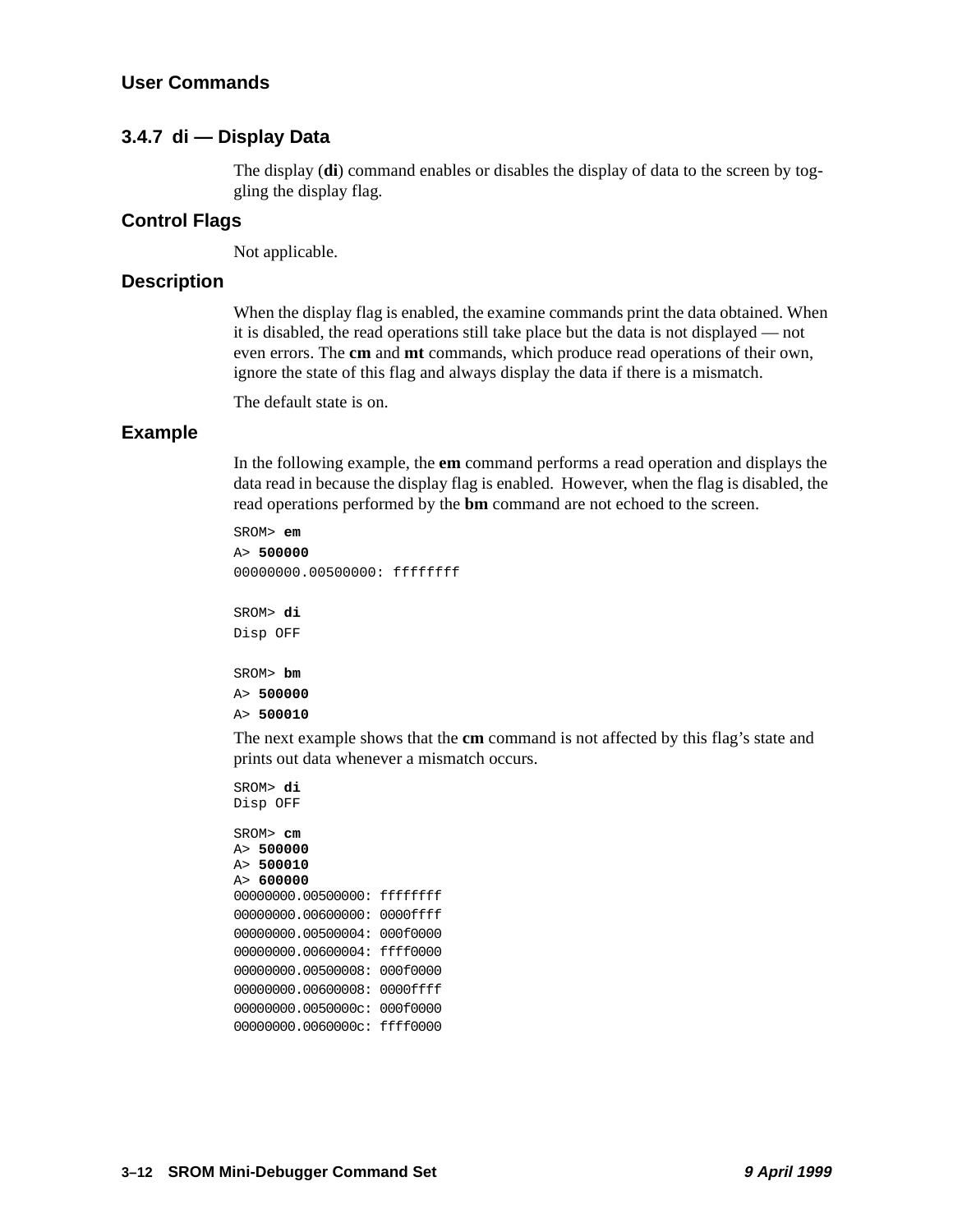### 3.4.7 di — Display Data

The display (**di**) command enables or disables the display of data to the screen by toggling the display flag.

#### Control Flags

Not applicable.

#### Description

When the display flag is enabled, the examine commands print the data obtained. When it is disabled, the read operations still take place but the data is not displayed — not even errors. The **cm** and **mt** commands, which produce read operations of their own, ignore the state of this flag and always display the data if there is a mismatch.

The default state is on.

#### Example

In the following example, the **em** command performs a read operation and displays the data read in because the display flag is enabled. However, when the flag is disabled, the read operations performed by the **bm** command are not echoed to the screen.

```
SROM> em
A> 500000
00000000.00500000: ffffffff

SROM> di
Disp OFF

SROM> bm
A> 500000
A> 500010
```

The next example shows that the **cm** command is not affected by this flag's state and prints out data whenever a mismatch occurs.

```
SROM> di
Disp OFF

SROM> cm
A> 500000
A> 500010
A> 600000
00000000.00500000: ffffffff
00000000.00600000: 0000ffff
00000000.00500004: 000f0000
00000000.00600004: ffff0000
00000000.00500008: 000f0000
00000000.00600008: 0000ffff
00000000.0050000c: 000f0000
00000000.0060000c: ffff0000
```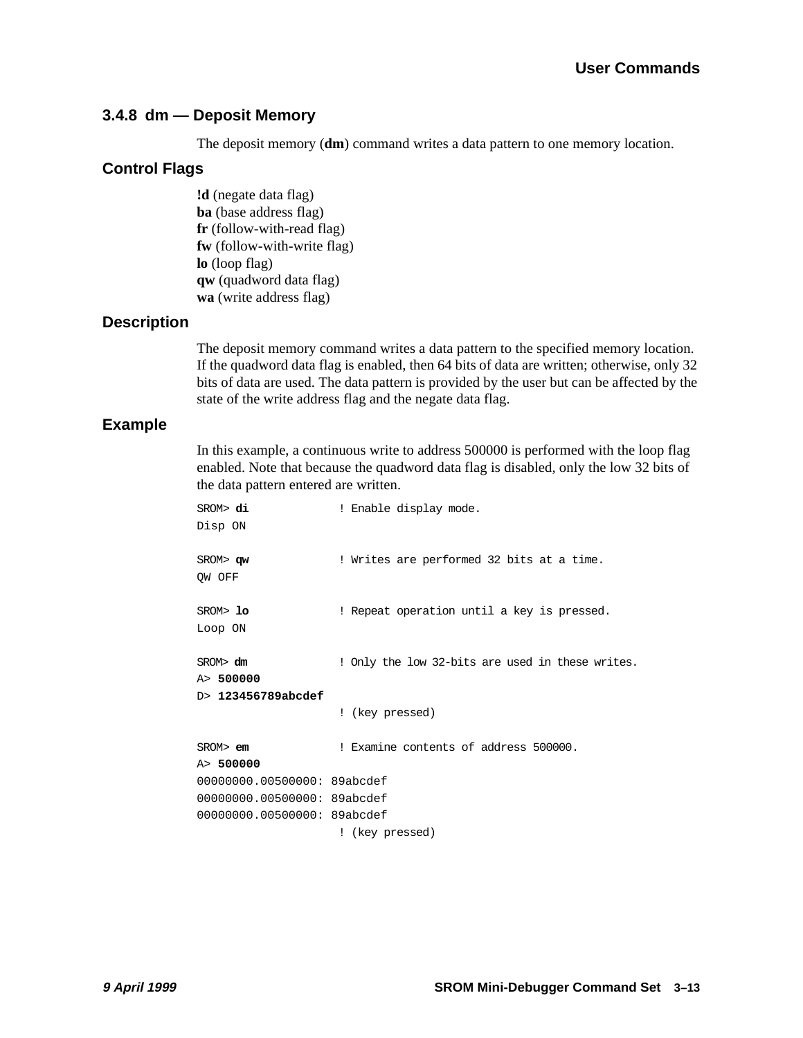### 3.4.8 dm — Deposit Memory

The deposit memory (**dm**) command writes a data pattern to one memory location.

#### Control Flags

**!d** (negate data flag)
**ba** (base address flag)
**fr** (follow-with-read flag)
**fw** (follow-with-write flag)
**lo** (loop flag)
**qw** (quadword data flag)
**wa** (write address flag)

#### Description

The deposit memory command writes a data pattern to the specified memory location. If the quadword data flag is enabled, then 64 bits of data are written; otherwise, only 32 bits of data are used. The data pattern is provided by the user but can be affected by the state of the write address flag and the negate data flag.

#### Example

In this example, a continuous write to address 500000 is performed with the loop flag enabled. Note that because the quadword data flag is disabled, only the low 32 bits of the data pattern entered are written.

```
SROM> di             ! Enable display mode.
Disp ON

SROM> qw             ! Writes are performed 32 bits at a time.
QW OFF

SROM> lo             ! Repeat operation until a key is pressed.
Loop ON

SROM> dm             ! Only the low 32-bits are used in these writes.
A> 500000
D> 123456789abcdef
                     ! (key pressed)

SROM> em             ! Examine contents of address 500000.
A> 500000
00000000.00500000: 89abcdef
00000000.00500000: 89abcdef
00000000.00500000: 89abcdef
                     ! (key pressed)
```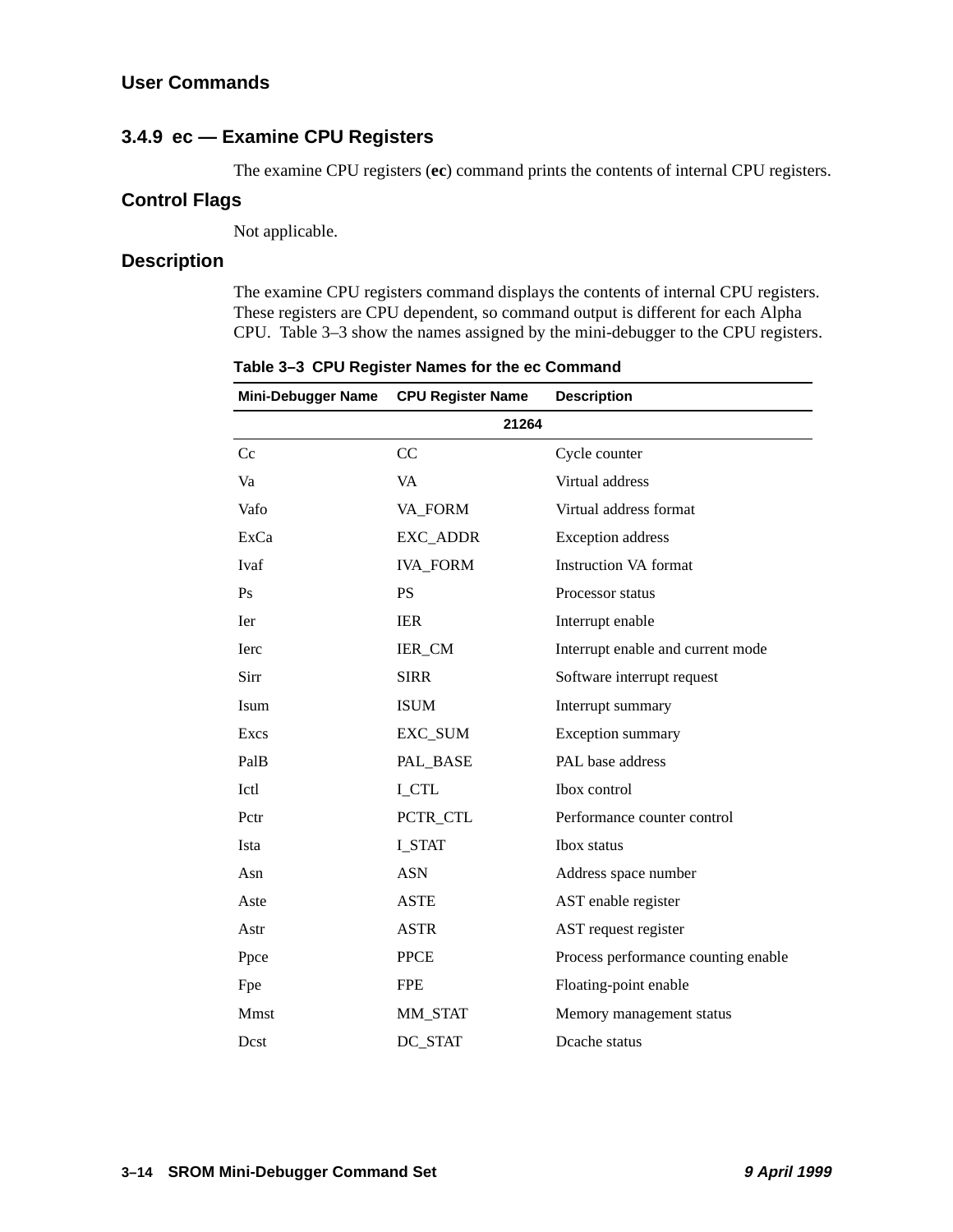### 3.4.9 ec — Examine CPU Registers

The examine CPU registers (**ec**) command prints the contents of internal CPU registers.

#### Control Flags

Not applicable.

#### Description

The examine CPU registers command displays the contents of internal CPU registers. These registers are CPU dependent, so command output is different for each Alpha CPU. Table 3–3 show the names assigned by the mini-debugger to the CPU registers.

**Table 3–3 CPU Register Names for the ec Command**

| Mini-Debugger Name | CPU Register Name | Description |
|---|---|---|
| | **21264** | |
| Cc | CC | Cycle counter |
| Va | VA | Virtual address |
| Vafo | VA_FORM | Virtual address format |
| ExCa | EXC_ADDR | Exception address |
| Ivaf | IVA_FORM | Instruction VA format |
| Ps | PS | Processor status |
| Ier | IER | Interrupt enable |
| Ierc | IER_CM | Interrupt enable and current mode |
| Sirr | SIRR | Software interrupt request |
| Isum | ISUM | Interrupt summary |
| Excs | EXC_SUM | Exception summary |
| PalB | PAL_BASE | PAL base address |
| Ictl | I_CTL | Ibox control |
| Pctr | PCTR_CTL | Performance counter control |
| Ista | I_STAT | Ibox status |
| Asn | ASN | Address space number |
| Aste | ASTE | AST enable register |
| Astr | ASTR | AST request register |
| Ppce | PPCE | Process performance counting enable |
| Fpe | FPE | Floating-point enable |
| Mmst | MM_STAT | Memory management status |
| Dcst | DC_STAT | Dcache status |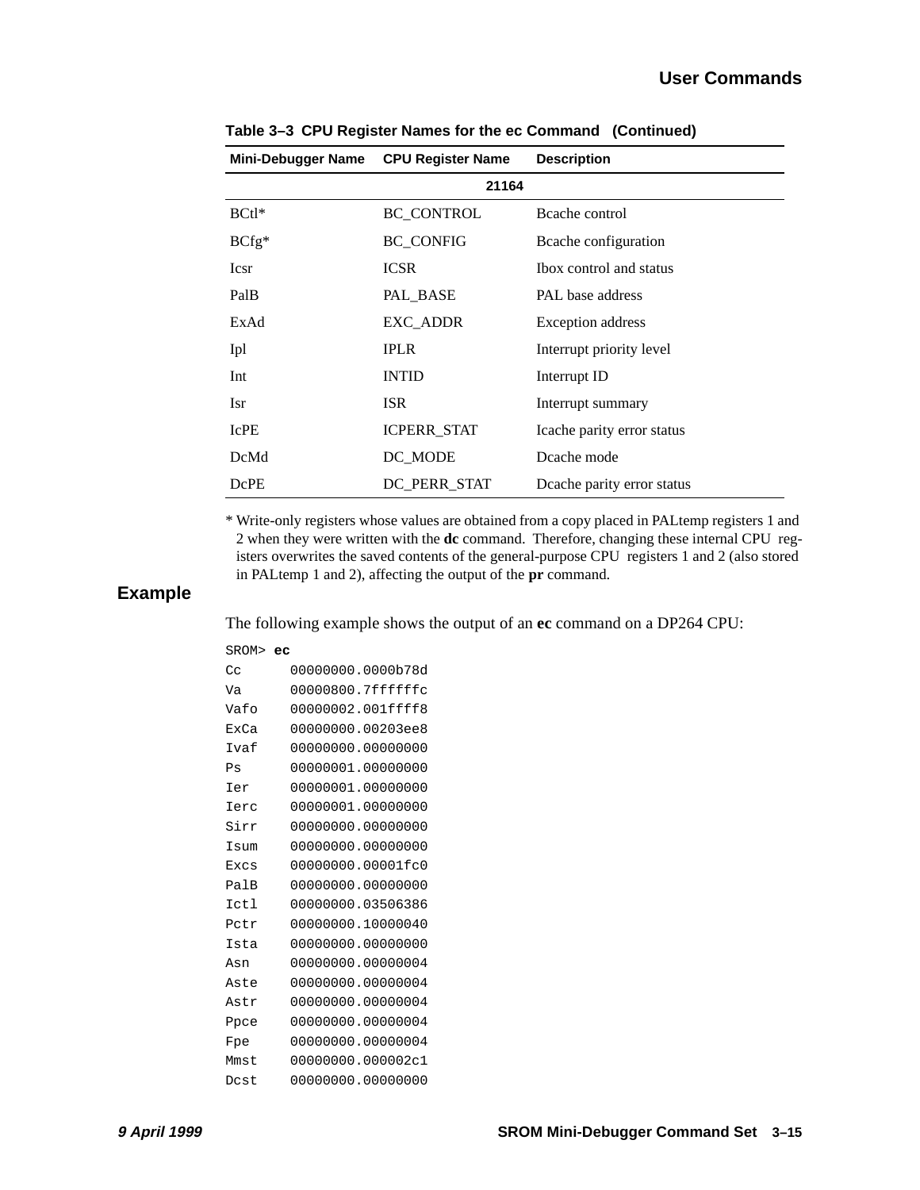**Table 3–3 CPU Register Names for the ec Command (Continued)**

| Mini-Debugger Name | CPU Register Name | Description |
|---|---|---|
| | **21164** | |
| BCtl* | BC_CONTROL | Bcache control |
| BCfg* | BC_CONFIG | Bcache configuration |
| Icsr | ICSR | Ibox control and status |
| PalB | PAL_BASE | PAL base address |
| ExAd | EXC_ADDR | Exception address |
| Ipl | IPLR | Interrupt priority level |
| Int | INTID | Interrupt ID |
| Isr | ISR | Interrupt summary |
| IcPE | ICPERR_STAT | Icache parity error status |
| DcMd | DC_MODE | Dcache mode |
| DcPE | DC_PERR_STAT | Dcache parity error status |

\* Write-only registers whose values are obtained from a copy placed in PALtemp registers 1 and 2 when they were written with the **dc** command. Therefore, changing these internal CPU registers overwrites the saved contents of the general-purpose CPU registers 1 and 2 (also stored in PALtemp 1 and 2), affecting the output of the **pr** command.

## Example

The following example shows the output of an **ec** command on a DP264 CPU:

```
SROM> ec
Cc      00000000.0000b78d
Va      00000800.7ffffffc
Vafo    00000002.001ffff8
ExCa    00000000.00203ee8
Ivaf    00000000.00000000
Ps      00000001.00000000
Ier     00000001.00000000
Ierc    00000001.00000000
Sirr    00000000.00000000
Isum    00000000.00000000
Excs    00000000.00001fc0
PalB    00000000.00000000
Ictl    00000000.03506386
Pctr    00000000.10000040
Ista    00000000.00000000
Asn     00000000.00000004
Aste    00000000.00000004
Astr    00000000.00000004
Ppce    00000000.00000004
Fpe     00000000.00000004
Mmst    00000000.000002c1
Dcst    00000000.00000000
```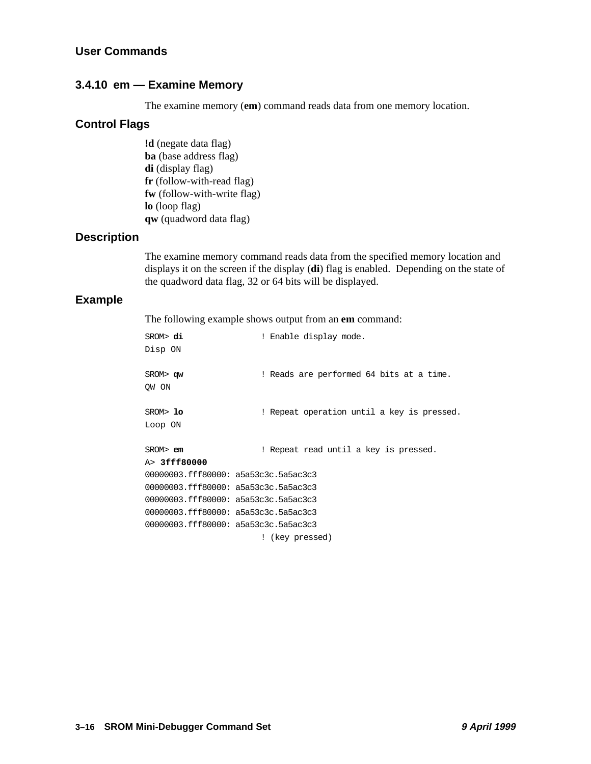### 3.4.10 em — Examine Memory

The examine memory (**em**) command reads data from one memory location.

#### Control Flags

**!d** (negate data flag)
**ba** (base address flag)
**di** (display flag)
**fr** (follow-with-read flag)
**fw** (follow-with-write flag)
**lo** (loop flag)
**qw** (quadword data flag)

#### Description

The examine memory command reads data from the specified memory location and displays it on the screen if the display (**di**) flag is enabled. Depending on the state of the quadword data flag, 32 or 64 bits will be displayed.

#### Example

The following example shows output from an **em** command:

```
SROM> di                ! Enable display mode.
Disp ON

SROM> qw                ! Reads are performed 64 bits at a time.
QW ON

SROM> lo                ! Repeat operation until a key is pressed.
Loop ON

SROM> em                ! Repeat read until a key is pressed.
A> 3fff80000
00000003.fff80000: a5a53c3c.5a5ac3c3
00000003.fff80000: a5a53c3c.5a5ac3c3
00000003.fff80000: a5a53c3c.5a5ac3c3
00000003.fff80000: a5a53c3c.5a5ac3c3
00000003.fff80000: a5a53c3c.5a5ac3c3
                        ! (key pressed)
```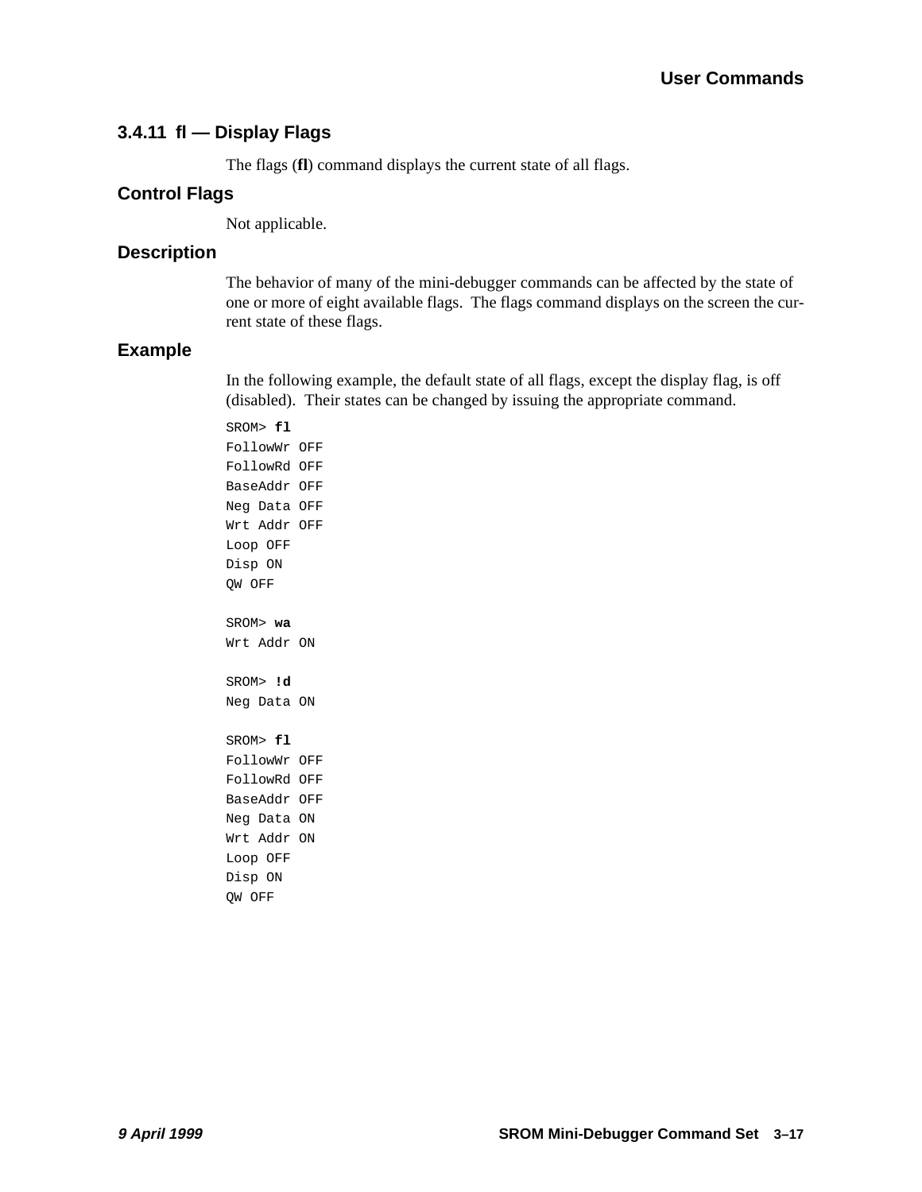### 3.4.11 fl — Display Flags

The flags (**fl**) command displays the current state of all flags.

#### Control Flags

Not applicable.

#### Description

The behavior of many of the mini-debugger commands can be affected by the state of one or more of eight available flags. The flags command displays on the screen the current state of these flags.

#### Example

In the following example, the default state of all flags, except the display flag, is off (disabled). Their states can be changed by issuing the appropriate command.

```
SROM> fl
FollowWr OFF
FollowRd OFF
BaseAddr OFF
Neg Data OFF
Wrt Addr OFF
Loop OFF
Disp ON
QW OFF

SROM> wa
Wrt Addr ON

SROM> !d
Neg Data ON

SROM> fl
FollowWr OFF
FollowRd OFF
BaseAddr OFF
Neg Data ON
Wrt Addr ON
Loop OFF
Disp ON
QW OFF
```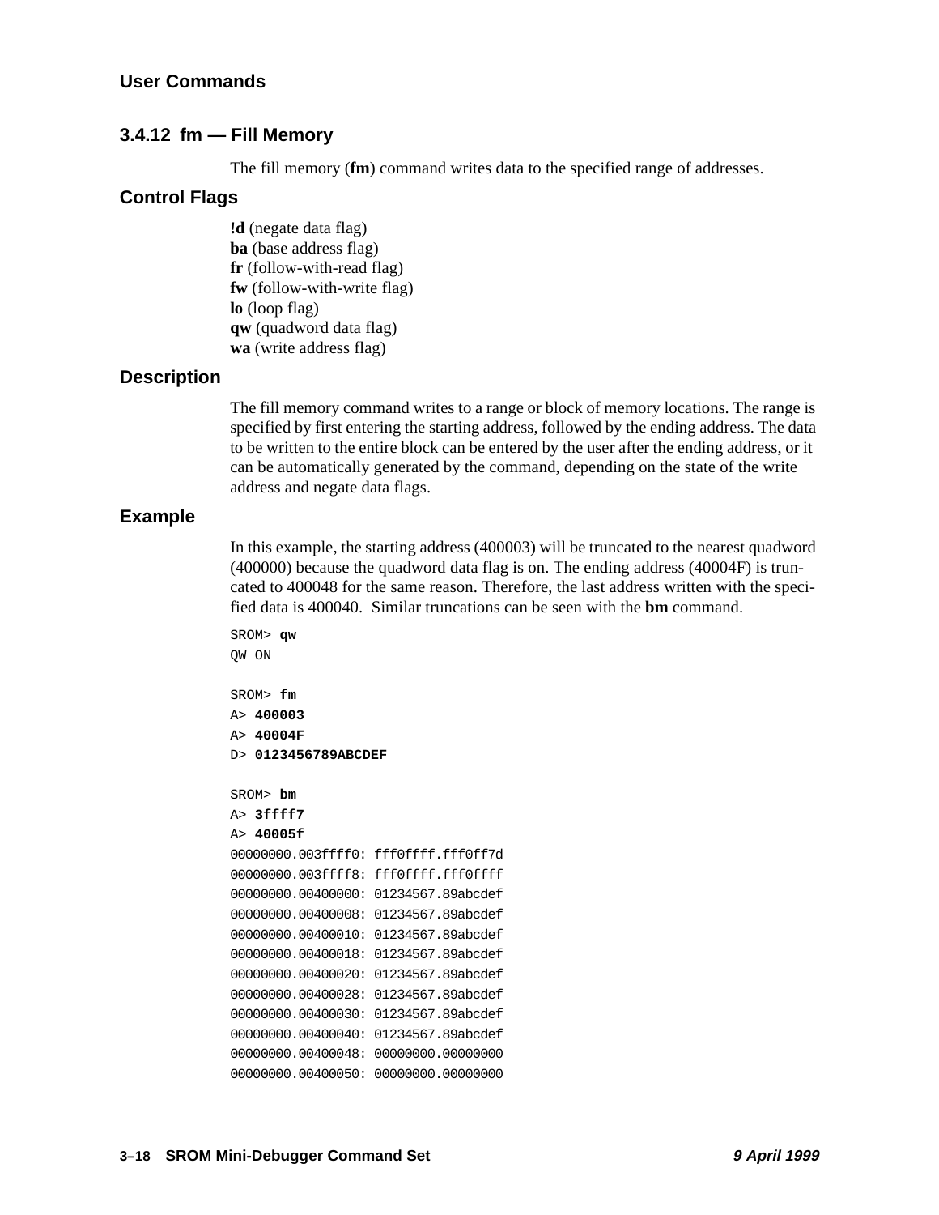### 3.4.12 fm — Fill Memory

The fill memory (**fm**) command writes data to the specified range of addresses.

#### Control Flags

**!d** (negate data flag)
**ba** (base address flag)
**fr** (follow-with-read flag)
**fw** (follow-with-write flag)
**lo** (loop flag)
**qw** (quadword data flag)
**wa** (write address flag)

#### Description

The fill memory command writes to a range or block of memory locations. The range is specified by first entering the starting address, followed by the ending address. The data to be written to the entire block can be entered by the user after the ending address, or it can be automatically generated by the command, depending on the state of the write address and negate data flags.

#### Example

In this example, the starting address (400003) will be truncated to the nearest quadword (400000) because the quadword data flag is on. The ending address (40004F) is truncated to 400048 for the same reason. Therefore, the last address written with the specified data is 400040. Similar truncations can be seen with the **bm** command.

```
SROM> qw
QW ON

SROM> fm
A> 400003
A> 40004F
D> 0123456789ABCDEF

SROM> bm
A> 3ffff7
A> 40005f
00000000.003ffff0: fff0ffff.fff0ff7d
00000000.003ffff8: fff0ffff.fff0ffff
00000000.00400000: 01234567.89abcdef
00000000.00400008: 01234567.89abcdef
00000000.00400010: 01234567.89abcdef
00000000.00400018: 01234567.89abcdef
00000000.00400020: 01234567.89abcdef
00000000.00400028: 01234567.89abcdef
00000000.00400030: 01234567.89abcdef
00000000.00400040: 01234567.89abcdef
00000000.00400048: 00000000.00000000
00000000.00400050: 00000000.00000000
```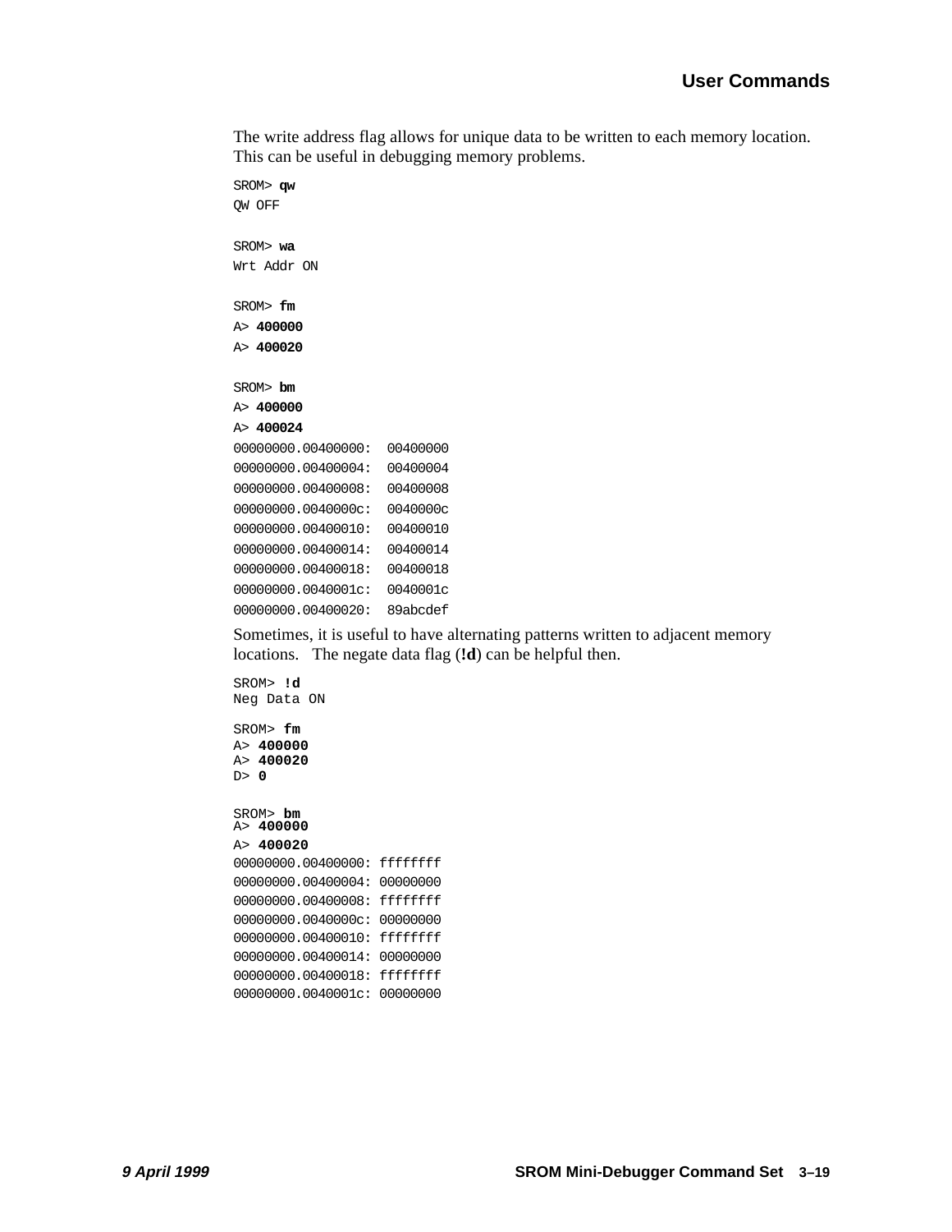The write address flag allows for unique data to be written to each memory location. This can be useful in debugging memory problems.

```
SROM> qw
QW OFF

SROM> wa
Wrt Addr ON

SROM> fm
A> 400000
A> 400020

SROM> bm
A> 400000
A> 400024
00000000.00400000:  00400000
00000000.00400004:  00400004
00000000.00400008:  00400008
00000000.0040000c:  0040000c
00000000.00400010:  00400010
00000000.00400014:  00400014
00000000.00400018:  00400018
00000000.0040001c:  0040001c
00000000.00400020:  89abcdef
```

Sometimes, it is useful to have alternating patterns written to adjacent memory locations.   The negate data flag (**!d**) can be helpful then.

```
SROM> !d
Neg Data ON

SROM> fm
A> 400000
A> 400020
D> 0

SROM> bm
A> 400000
A> 400020
00000000.00400000: ffffffff
00000000.00400004: 00000000
00000000.00400008: ffffffff
00000000.0040000c: 00000000
00000000.00400010: ffffffff
00000000.00400014: 00000000
00000000.00400018: ffffffff
00000000.0040001c: 00000000
```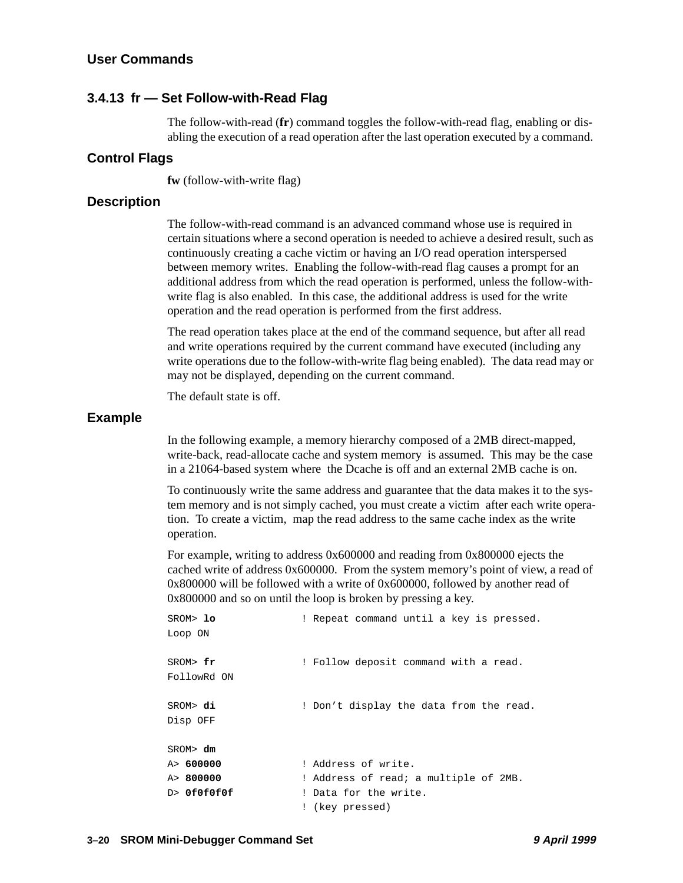### 3.4.13 fr — Set Follow-with-Read Flag

The follow-with-read (**fr**) command toggles the follow-with-read flag, enabling or disabling the execution of a read operation after the last operation executed by a command.

#### Control Flags

**fw** (follow-with-write flag)

#### Description

The follow-with-read command is an advanced command whose use is required in certain situations where a second operation is needed to achieve a desired result, such as continuously creating a cache victim or having an I/O read operation interspersed between memory writes. Enabling the follow-with-read flag causes a prompt for an additional address from which the read operation is performed, unless the follow-with-write flag is also enabled. In this case, the additional address is used for the write operation and the read operation is performed from the first address.

The read operation takes place at the end of the command sequence, but after all read and write operations required by the current command have executed (including any write operations due to the follow-with-write flag being enabled). The data read may or may not be displayed, depending on the current command.

The default state is off.

#### Example

In the following example, a memory hierarchy composed of a 2MB direct-mapped, write-back, read-allocate cache and system memory is assumed. This may be the case in a 21064-based system where the Dcache is off and an external 2MB cache is on.

To continuously write the same address and guarantee that the data makes it to the system memory and is not simply cached, you must create a victim after each write operation. To create a victim, map the read address to the same cache index as the write operation.

For example, writing to address 0x600000 and reading from 0x800000 ejects the cached write of address 0x600000. From the system memory's point of view, a read of 0x800000 will be followed with a write of 0x600000, followed by another read of 0x800000 and so on until the loop is broken by pressing a key.

```
SROM> lo              ! Repeat command until a key is pressed.
Loop ON

SROM> fr              ! Follow deposit command with a read.
FollowRd ON

SROM> di              ! Don't display the data from the read.
Disp OFF

SROM> dm
A> 600000             ! Address of write.
A> 800000             ! Address of read; a multiple of 2MB.
D> 0f0f0f0f           ! Data for the write.
                      ! (key pressed)
```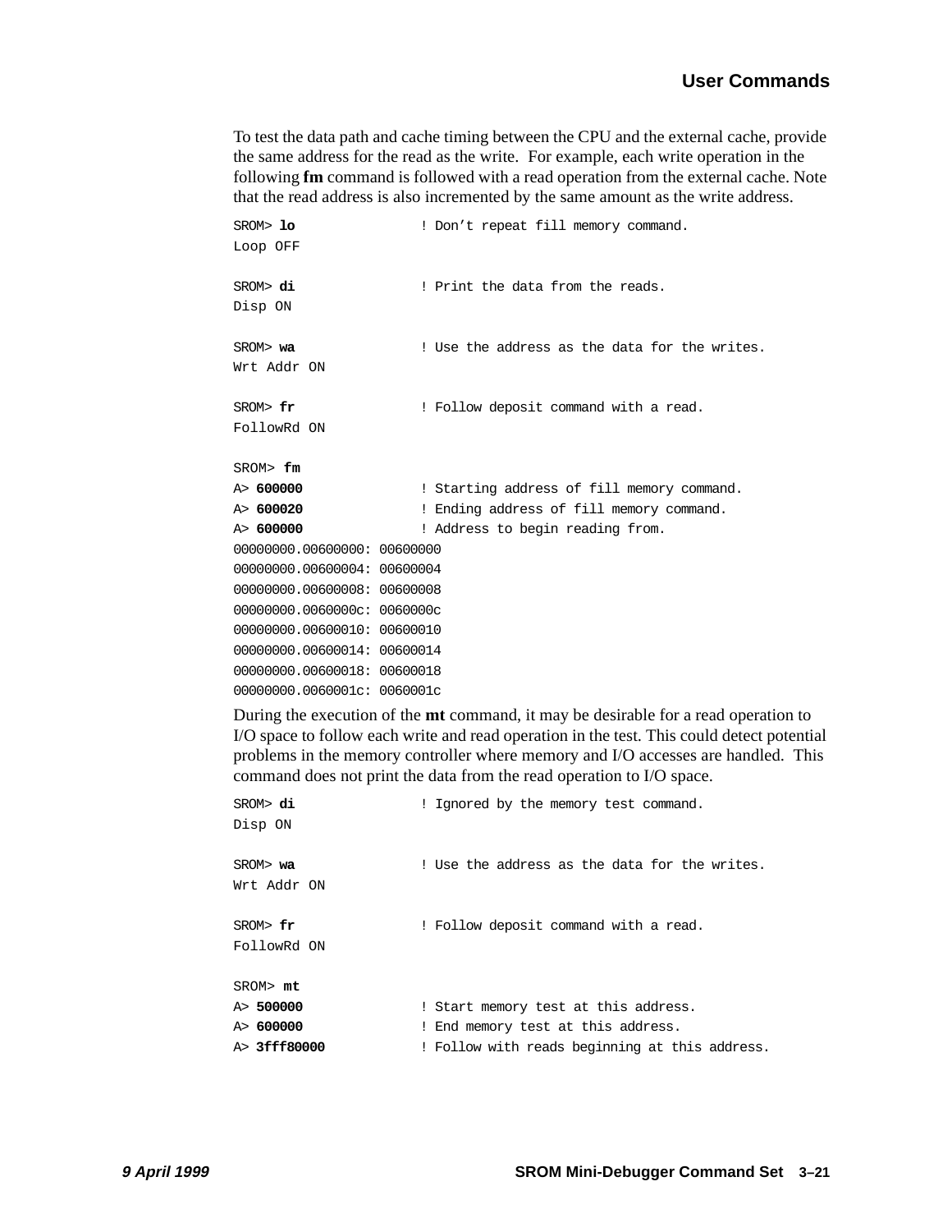To test the data path and cache timing between the CPU and the external cache, provide the same address for the read as the write. For example, each write operation in the following **fm** command is followed with a read operation from the external cache. Note that the read address is also incremented by the same amount as the write address.

```
SROM> lo               ! Don’t repeat fill memory command.
Loop OFF

SROM> di               ! Print the data from the reads.
Disp ON

SROM> wa               ! Use the address as the data for the writes.
Wrt Addr ON

SROM> fr               ! Follow deposit command with a read.
FollowRd ON

SROM> fm
A> 600000              ! Starting address of fill memory command.
A> 600020              ! Ending address of fill memory command.
A> 600000              ! Address to begin reading from.
00000000.00600000: 00600000
00000000.00600004: 00600004
00000000.00600008: 00600008
00000000.0060000c: 0060000c
00000000.00600010: 00600010
00000000.00600014: 00600014
00000000.00600018: 00600018
00000000.0060001c: 0060001c
```

During the execution of the **mt** command, it may be desirable for a read operation to I/O space to follow each write and read operation in the test. This could detect potential problems in the memory controller where memory and I/O accesses are handled. This command does not print the data from the read operation to I/O space.

```
SROM> di               ! Ignored by the memory test command.
Disp ON

SROM> wa               ! Use the address as the data for the writes.
Wrt Addr ON

SROM> fr               ! Follow deposit command with a read.
FollowRd ON

SROM> mt
A> 500000              ! Start memory test at this address.
A> 600000              ! End memory test at this address.
A> 3fff80000           ! Follow with reads beginning at this address.
```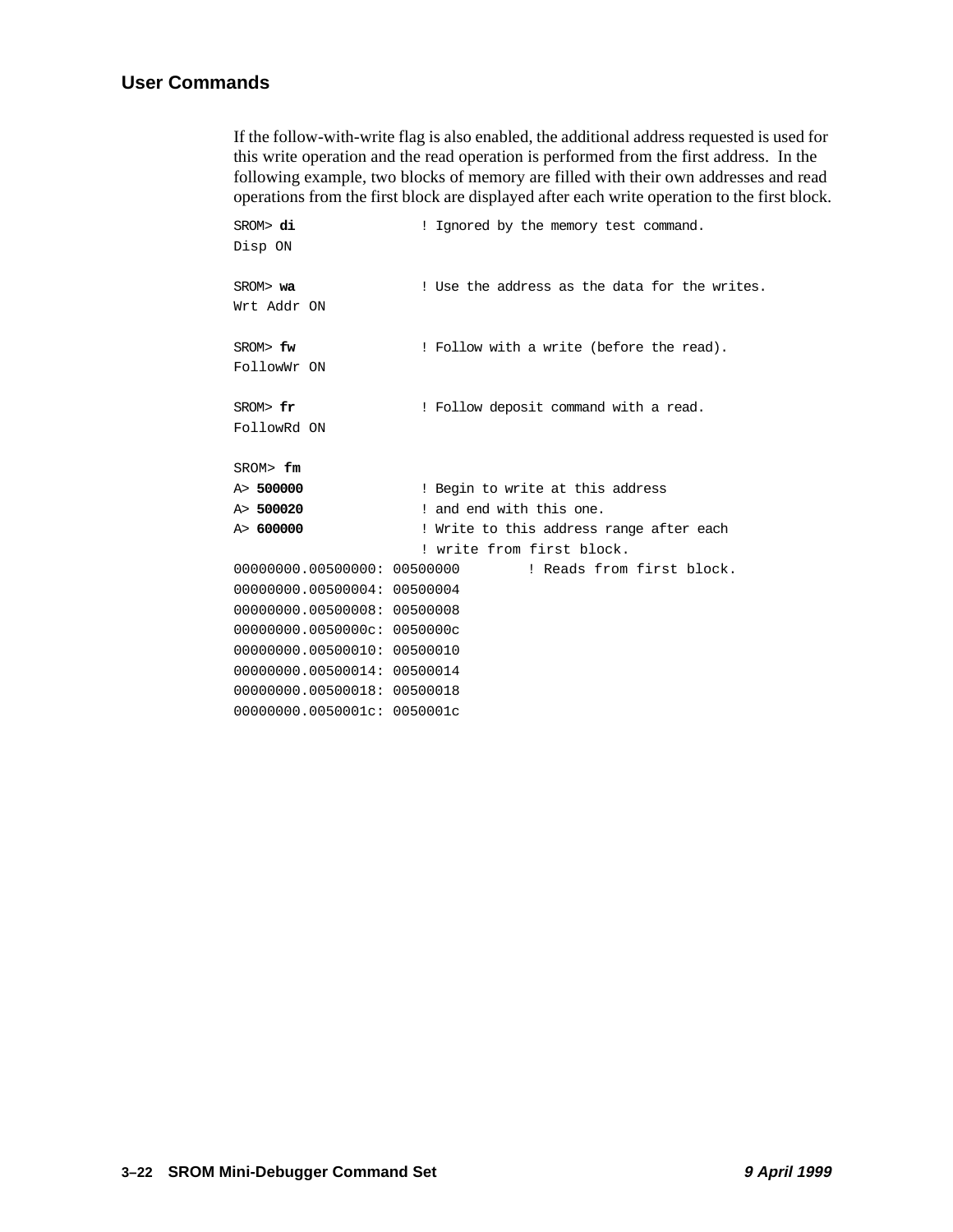If the follow-with-write flag is also enabled, the additional address requested is used for this write operation and the read operation is performed from the first address. In the following example, two blocks of memory are filled with their own addresses and read operations from the first block are displayed after each write operation to the first block.

```
SROM> di                ! Ignored by the memory test command.
Disp ON

SROM> wa                ! Use the address as the data for the writes.
Wrt Addr ON

SROM> fw                ! Follow with a write (before the read).
FollowWr ON

SROM> fr                ! Follow deposit command with a read.
FollowRd ON

SROM> fm
A> 500000               ! Begin to write at this address
A> 500020               ! and end with this one.
A> 600000               ! Write to this address range after each
                        ! write from first block.
00000000.00500000: 00500000        ! Reads from first block.
00000000.00500004: 00500004
00000000.00500008: 00500008
00000000.0050000c: 0050000c
00000000.00500010: 00500010
00000000.00500014: 00500014
00000000.00500018: 00500018
00000000.0050001c: 0050001c
```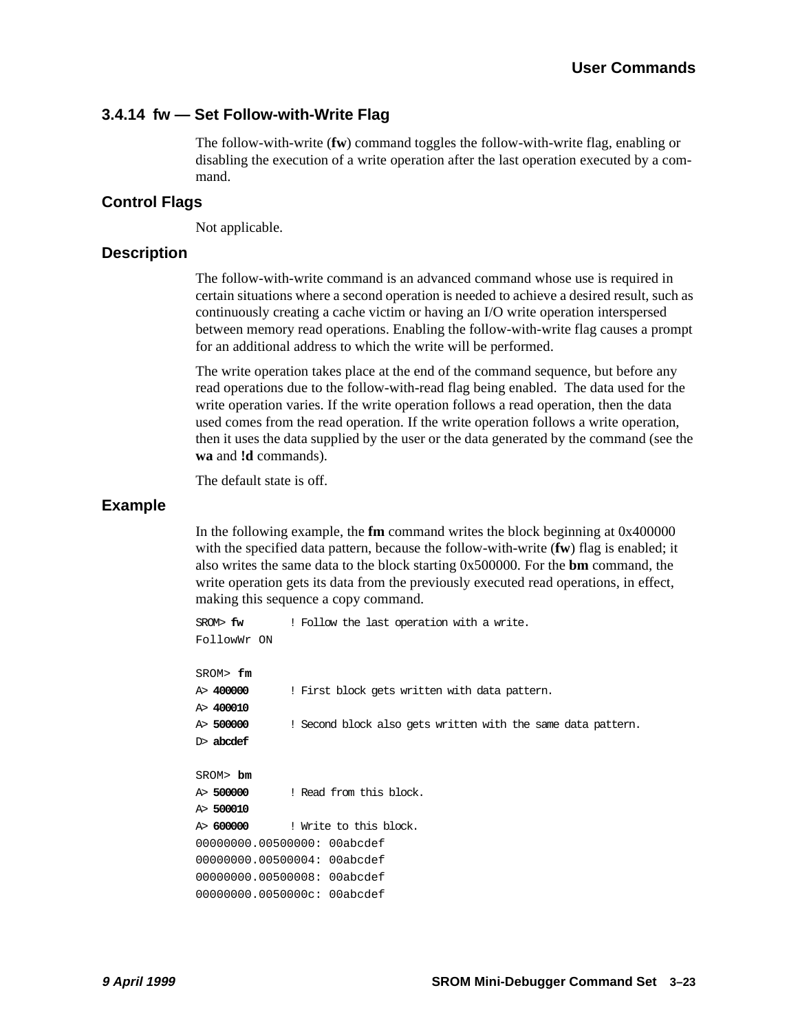### 3.4.14 fw — Set Follow-with-Write Flag

The follow-with-write (**fw**) command toggles the follow-with-write flag, enabling or disabling the execution of a write operation after the last operation executed by a command.

#### Control Flags

Not applicable.

#### Description

The follow-with-write command is an advanced command whose use is required in certain situations where a second operation is needed to achieve a desired result, such as continuously creating a cache victim or having an I/O write operation interspersed between memory read operations. Enabling the follow-with-write flag causes a prompt for an additional address to which the write will be performed.

The write operation takes place at the end of the command sequence, but before any read operations due to the follow-with-read flag being enabled. The data used for the write operation varies. If the write operation follows a read operation, then the data used comes from the read operation. If the write operation follows a write operation, then it uses the data supplied by the user or the data generated by the command (see the **wa** and **!d** commands).

The default state is off.

#### Example

In the following example, the **fm** command writes the block beginning at 0x400000 with the specified data pattern, because the follow-with-write (**fw**) flag is enabled; it also writes the same data to the block starting 0x500000. For the **bm** command, the write operation gets its data from the previously executed read operations, in effect, making this sequence a copy command.

```
SROM> fw        ! Follow the last operation with a write.
FollowWr ON

SROM> fm
A> 400000       ! First block gets written with data pattern.
A> 400010
A> 500000       ! Second block also gets written with the same data pattern.
D> abcdef

SROM> bm
A> 500000       ! Read from this block.
A> 500010
A> 600000       ! Write to this block.
00000000.00500000: 00abcdef
00000000.00500004: 00abcdef
00000000.00500008: 00abcdef
00000000.0050000c: 00abcdef
```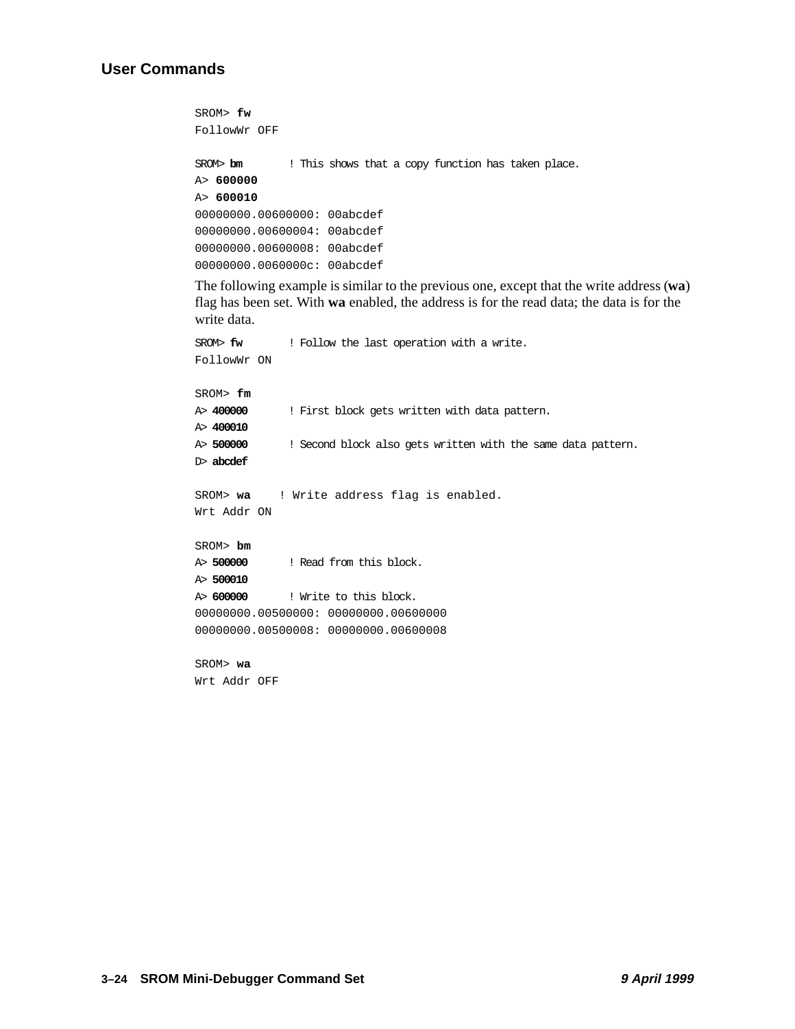```
SROM> fw
FollowWr OFF

SROM> bm        ! This shows that a copy function has taken place.
A> 600000
A> 600010
00000000.00600000: 00abcdef
00000000.00600004: 00abcdef
00000000.00600008: 00abcdef
00000000.0060000c: 00abcdef
```

The following example is similar to the previous one, except that the write address (**wa**) flag has been set. With **wa** enabled, the address is for the read data; the data is for the write data.

```
SROM> fw        ! Follow the last operation with a write.
FollowWr ON

SROM> fm
A> 400000       ! First block gets written with data pattern.
A> 400010
A> 500000       ! Second block also gets written with the same data pattern.
D> abcdef

SROM> wa    ! Write address flag is enabled.
Wrt Addr ON

SROM> bm
A> 500000       ! Read from this block.
A> 500010
A> 600000       ! Write to this block.
00000000.00500000: 00000000.00600000
00000000.00500008: 00000000.00600008

SROM> wa
Wrt Addr OFF
```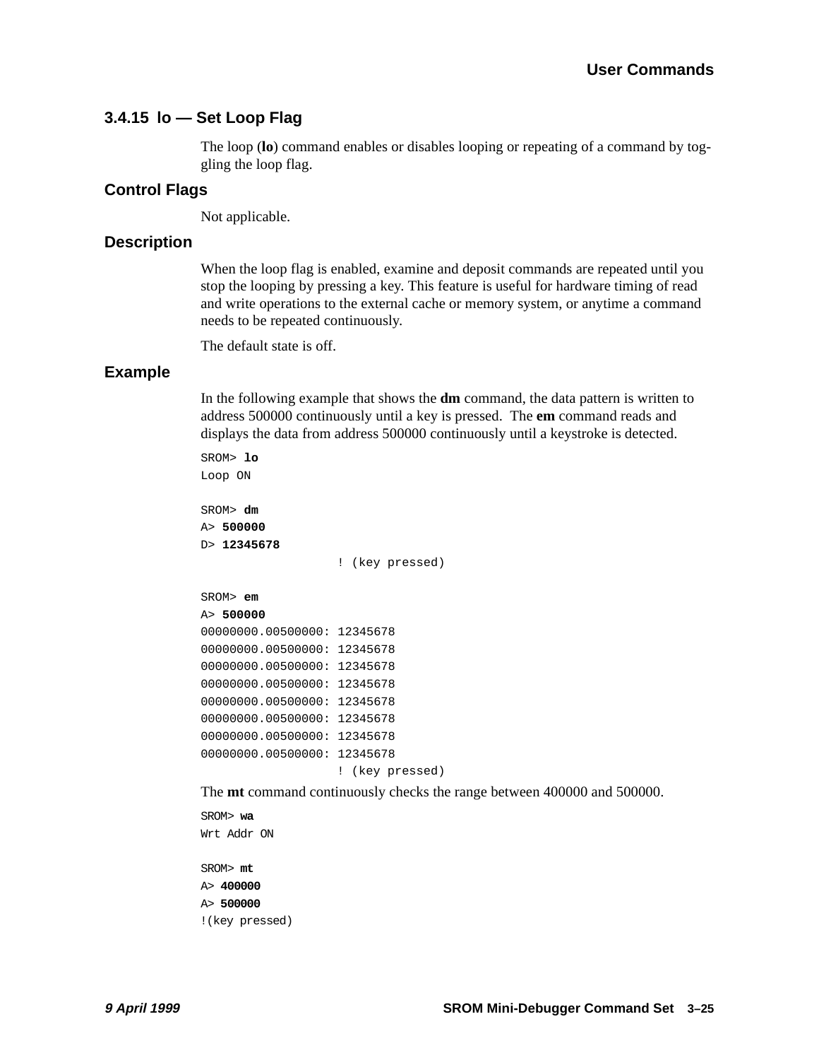### 3.4.15 lo — Set Loop Flag

The loop (**lo**) command enables or disables looping or repeating of a command by toggling the loop flag.

#### Control Flags

Not applicable.

#### Description

When the loop flag is enabled, examine and deposit commands are repeated until you stop the looping by pressing a key. This feature is useful for hardware timing of read and write operations to the external cache or memory system, or anytime a command needs to be repeated continuously.

The default state is off.

#### Example

In the following example that shows the **dm** command, the data pattern is written to address 500000 continuously until a key is pressed. The **em** command reads and displays the data from address 500000 continuously until a keystroke is detected.

```
SROM> lo
Loop ON

SROM> dm
A> 500000
D> 12345678
                   ! (key pressed)

SROM> em
A> 500000
00000000.00500000: 12345678
00000000.00500000: 12345678
00000000.00500000: 12345678
00000000.00500000: 12345678
00000000.00500000: 12345678
00000000.00500000: 12345678
00000000.00500000: 12345678
00000000.00500000: 12345678
                   ! (key pressed)
```

The **mt** command continuously checks the range between 400000 and 500000.

```
SROM> wa
Wrt Addr ON

SROM> mt
A> 400000
A> 500000
!(key pressed)
```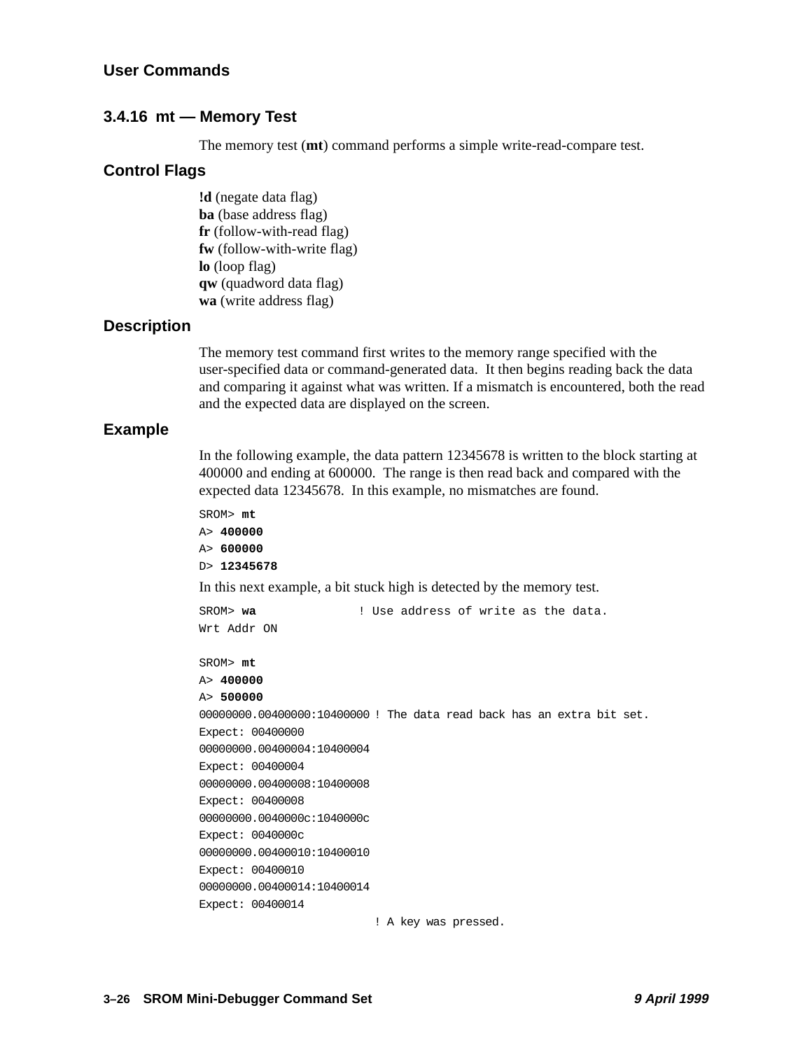### 3.4.16 mt — Memory Test

The memory test (**mt**) command performs a simple write-read-compare test.

#### Control Flags

**!d** (negate data flag)
**ba** (base address flag)
**fr** (follow-with-read flag)
**fw** (follow-with-write flag)
**lo** (loop flag)
**qw** (quadword data flag)
**wa** (write address flag)

#### Description

The memory test command first writes to the memory range specified with the user-specified data or command-generated data. It then begins reading back the data and comparing it against what was written. If a mismatch is encountered, both the read and the expected data are displayed on the screen.

#### Example

In the following example, the data pattern 12345678 is written to the block starting at 400000 and ending at 600000. The range is then read back and compared with the expected data 12345678. In this example, no mismatches are found.

```
SROM> mt
A> 400000
A> 600000
D> 12345678
```

In this next example, a bit stuck high is detected by the memory test.

```
SROM> wa              ! Use address of write as the data.
Wrt Addr ON

SROM> mt
A> 400000
A> 500000
00000000.00400000:10400000 ! The data read back has an extra bit set.
Expect: 00400000
00000000.00400004:10400004
Expect: 00400004
00000000.00400008:10400008
Expect: 00400008
00000000.0040000c:1040000c
Expect: 0040000c
00000000.00400010:10400010
Expect: 00400010
00000000.00400014:10400014
Expect: 00400014
                           ! A key was pressed.
```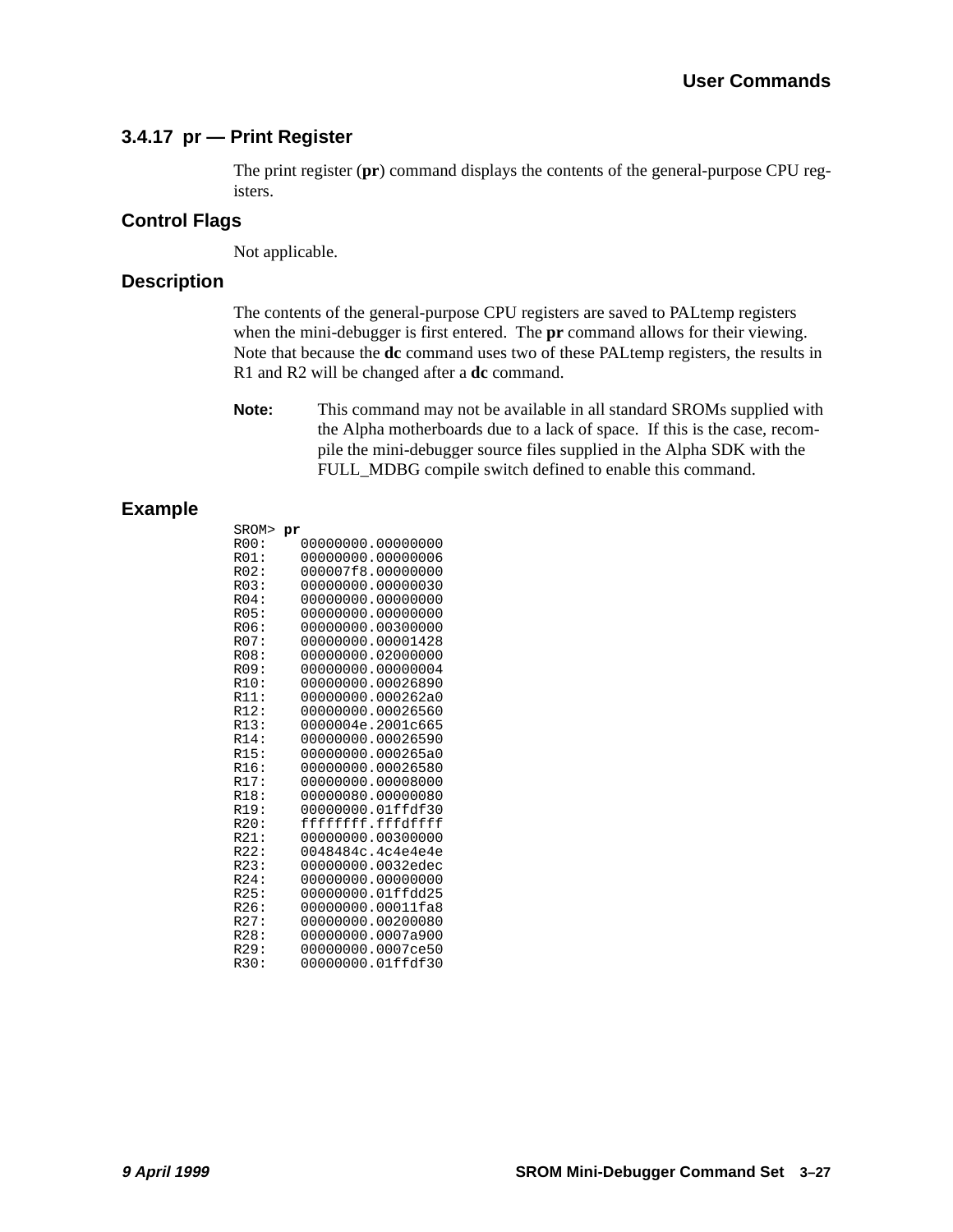### 3.4.17 pr — Print Register

The print register (**pr**) command displays the contents of the general-purpose CPU registers.

#### Control Flags

Not applicable.

#### Description

The contents of the general-purpose CPU registers are saved to PALtemp registers when the mini-debugger is first entered. The **pr** command allows for their viewing. Note that because the **dc** command uses two of these PALtemp registers, the results in R1 and R2 will be changed after a **dc** command.

**Note:** This command may not be available in all standard SROMs supplied with the Alpha motherboards due to a lack of space. If this is the case, recompile the mini-debugger source files supplied in the Alpha SDK with the FULL_MDBG compile switch defined to enable this command.

#### Example

```
SROM> pr
R00:    00000000.00000000
R01:    00000000.00000006
R02:    000007f8.00000000
R03:    00000000.00000030
R04:    00000000.00000000
R05:    00000000.00000000
R06:    00000000.00300000
R07:    00000000.00001428
R08:    00000000.02000000
R09:    00000000.00000004
R10:    00000000.00026890
R11:    00000000.000262a0
R12:    00000000.00026560
R13:    0000004e.2001c665
R14:    00000000.00026590
R15:    00000000.000265a0
R16:    00000000.00026580
R17:    00000000.00008000
R18:    00000080.00000080
R19:    00000000.01ffdf30
R20:    ffffffff.fffdffff
R21:    00000000.00300000
R22:    0048484c.4c4e4e4e
R23:    00000000.0032edec
R24:    00000000.00000000
R25:    00000000.01ffdd25
R26:    00000000.00011fa8
R27:    00000000.00200080
R28:    00000000.0007a900
R29:    00000000.0007ce50
R30:    00000000.01ffdf30
```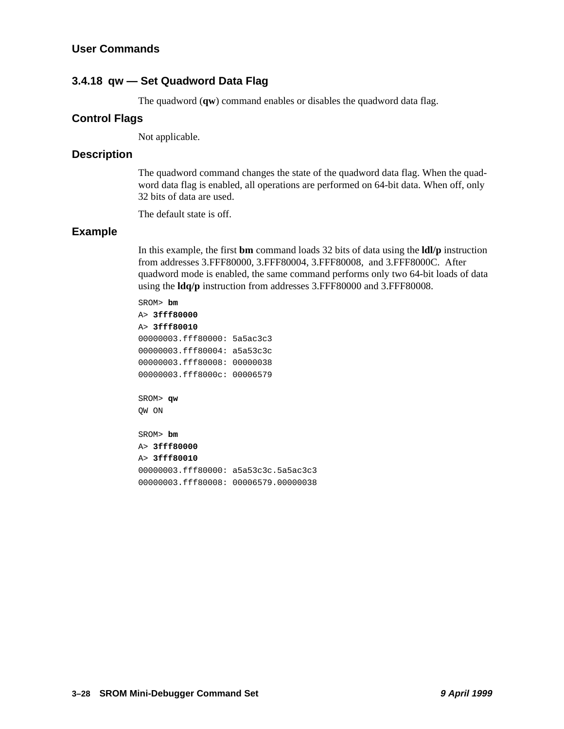### 3.4.18 qw — Set Quadword Data Flag

The quadword (**qw**) command enables or disables the quadword data flag.

#### Control Flags

Not applicable.

#### Description

The quadword command changes the state of the quadword data flag. When the quadword data flag is enabled, all operations are performed on 64-bit data. When off, only 32 bits of data are used.

The default state is off.

#### Example

In this example, the first **bm** command loads 32 bits of data using the **ldl/p** instruction from addresses 3.FFF80000, 3.FFF80004, 3.FFF80008, and 3.FFF8000C. After quadword mode is enabled, the same command performs only two 64-bit loads of data using the **ldq/p** instruction from addresses 3.FFF80000 and 3.FFF80008.

```
SROM> bm
A> 3fff80000
A> 3fff80010
00000003.fff80000: 5a5ac3c3
00000003.fff80004: a5a53c3c
00000003.fff80008: 00000038
00000003.fff8000c: 00006579

SROM> qw
QW ON

SROM> bm
A> 3fff80000
A> 3fff80010
00000003.fff80000: a5a53c3c.5a5ac3c3
00000003.fff80008: 00006579.00000038
```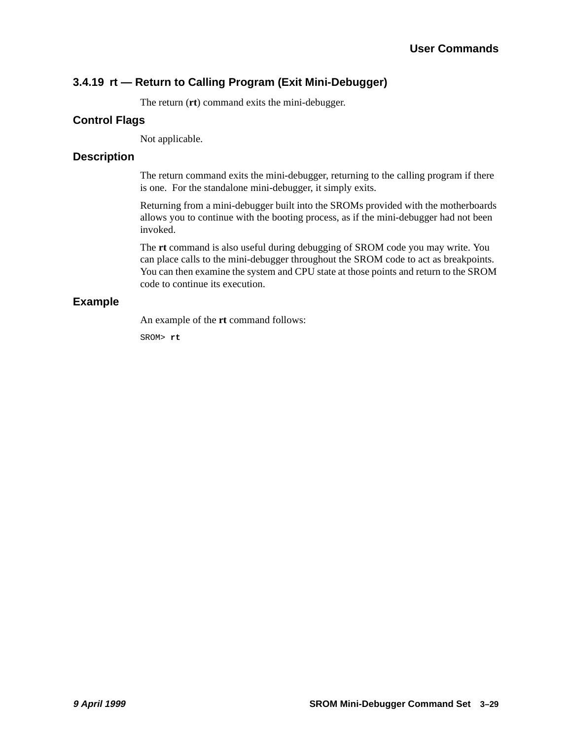### 3.4.19 rt — Return to Calling Program (Exit Mini-Debugger)

The return (**rt**) command exits the mini-debugger.

#### Control Flags

Not applicable.

#### Description

The return command exits the mini-debugger, returning to the calling program if there is one. For the standalone mini-debugger, it simply exits.

Returning from a mini-debugger built into the SROMs provided with the motherboards allows you to continue with the booting process, as if the mini-debugger had not been invoked.

The **rt** command is also useful during debugging of SROM code you may write. You can place calls to the mini-debugger throughout the SROM code to act as breakpoints. You can then examine the system and CPU state at those points and return to the SROM code to continue its execution.

#### Example

An example of the **rt** command follows:

```
SROM> rt
```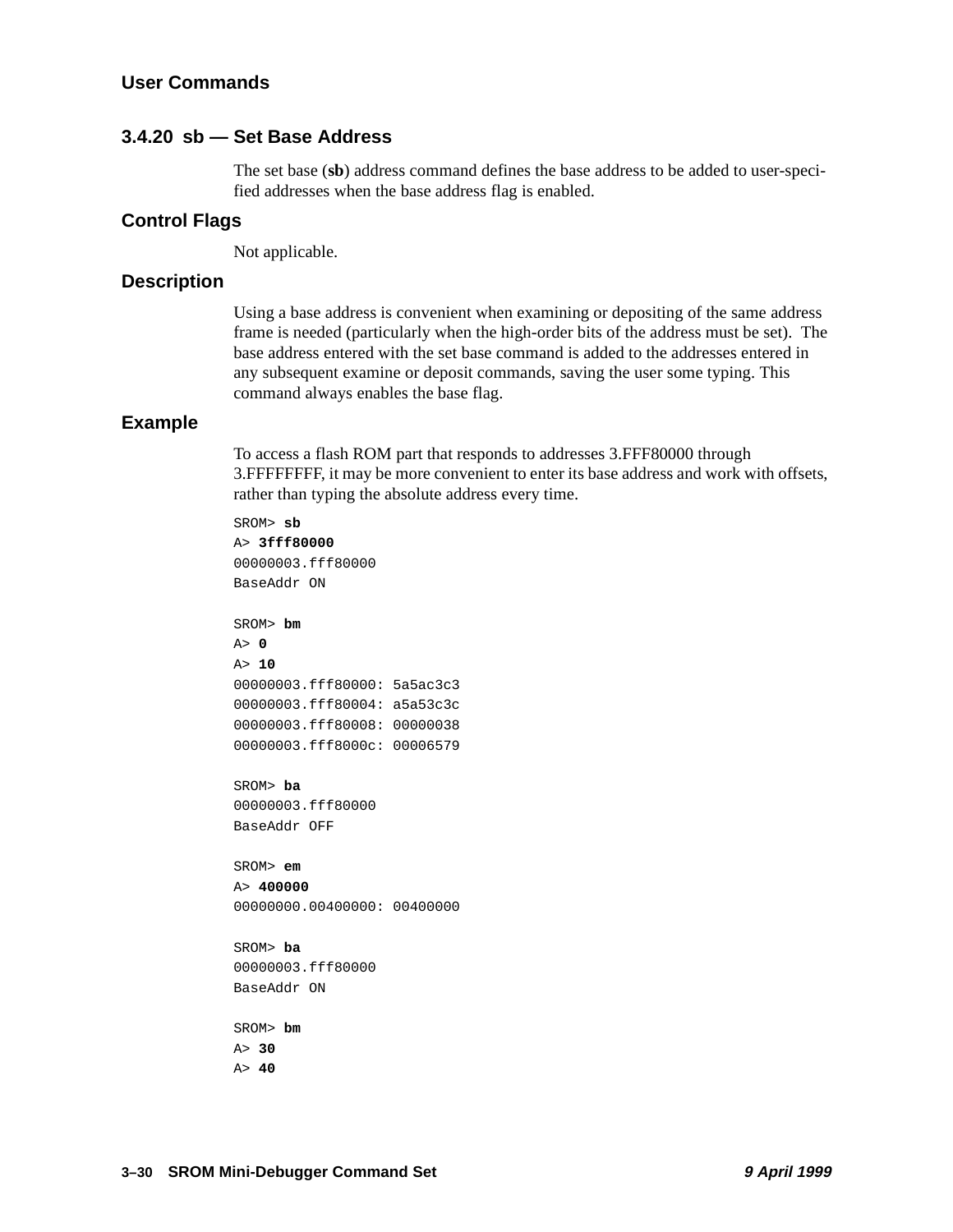### 3.4.20 sb — Set Base Address

The set base (**sb**) address command defines the base address to be added to user-specified addresses when the base address flag is enabled.

#### Control Flags

Not applicable.

#### Description

Using a base address is convenient when examining or depositing of the same address frame is needed (particularly when the high-order bits of the address must be set). The base address entered with the set base command is added to the addresses entered in any subsequent examine or deposit commands, saving the user some typing. This command always enables the base flag.

#### Example

To access a flash ROM part that responds to addresses 3.FFF80000 through 3.FFFFFFFF, it may be more convenient to enter its base address and work with offsets, rather than typing the absolute address every time.

```
SROM> sb
A> 3fff80000
00000003.fff80000
BaseAddr ON

SROM> bm
A> 0
A> 10
00000003.fff80000: 5a5ac3c3
00000003.fff80004: a5a53c3c
00000003.fff80008: 00000038
00000003.fff8000c: 00006579

SROM> ba
00000003.fff80000
BaseAddr OFF

SROM> em
A> 400000
00000000.00400000: 00400000

SROM> ba
00000003.fff80000
BaseAddr ON

SROM> bm
A> 30
A> 40
```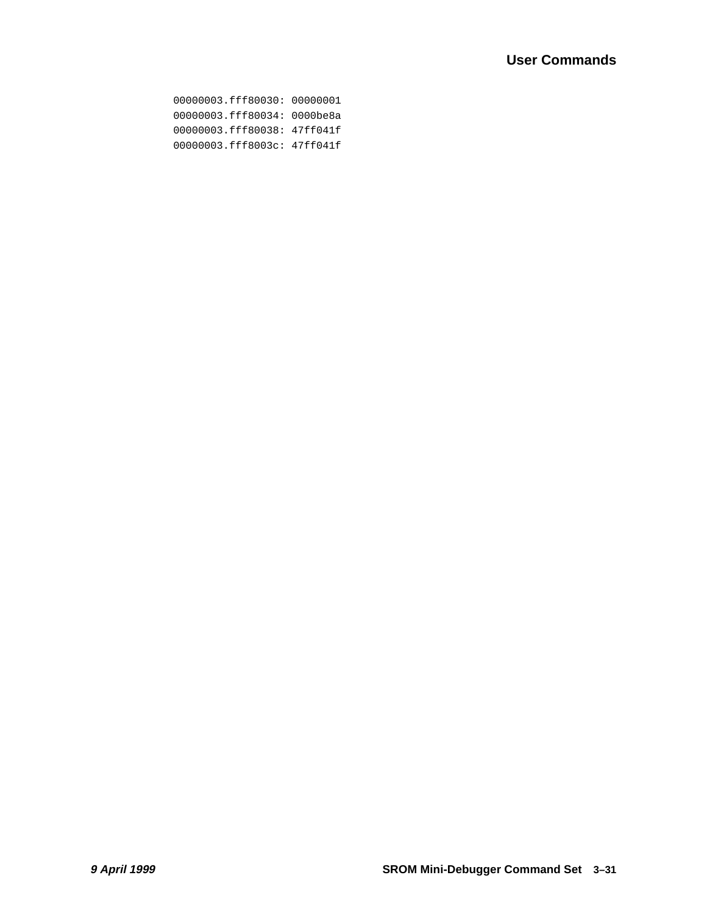```
00000003.fff80030: 00000001
00000003.fff80034: 0000be8a
00000003.fff80038: 47ff041f
00000003.fff8003c: 47ff041f
```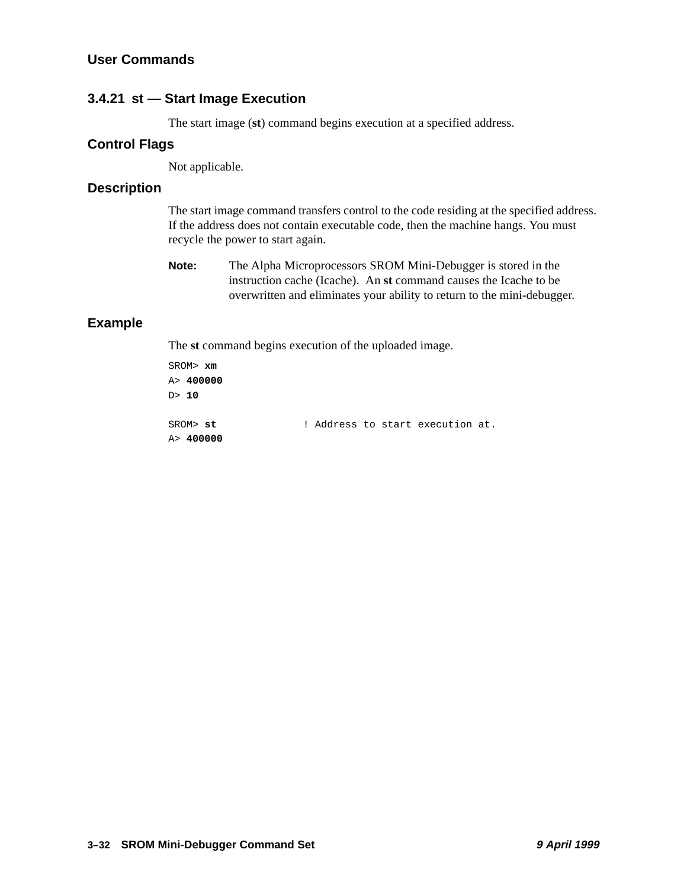### 3.4.21 st — Start Image Execution

The start image (**st**) command begins execution at a specified address.

#### Control Flags

Not applicable.

#### Description

The start image command transfers control to the code residing at the specified address. If the address does not contain executable code, then the machine hangs. You must recycle the power to start again.

**Note:** The Alpha Microprocessors SROM Mini-Debugger is stored in the instruction cache (Icache). An **st** command causes the Icache to be overwritten and eliminates your ability to return to the mini-debugger.

#### Example

The **st** command begins execution of the uploaded image.

```
SROM> xm
A> 400000
D> 10

SROM> st              ! Address to start execution at.
A> 400000
```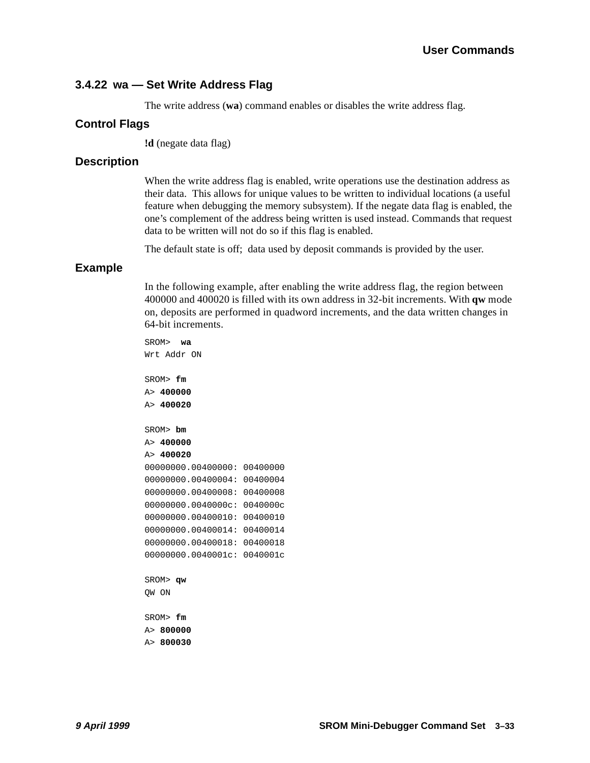### 3.4.22 wa — Set Write Address Flag

The write address (**wa**) command enables or disables the write address flag.

#### Control Flags

**!d** (negate data flag)

#### Description

When the write address flag is enabled, write operations use the destination address as their data. This allows for unique values to be written to individual locations (a useful feature when debugging the memory subsystem). If the negate data flag is enabled, the one's complement of the address being written is used instead. Commands that request data to be written will not do so if this flag is enabled.

The default state is off; data used by deposit commands is provided by the user.

#### Example

In the following example, after enabling the write address flag, the region between 400000 and 400020 is filled with its own address in 32-bit increments. With **qw** mode on, deposits are performed in quadword increments, and the data written changes in 64-bit increments.

```
SROM>  wa
Wrt Addr ON

SROM> fm
A> 400000
A> 400020

SROM> bm
A> 400000
A> 400020
00000000.00400000: 00400000
00000000.00400004: 00400004
00000000.00400008: 00400008
00000000.0040000c: 0040000c
00000000.00400010: 00400010
00000000.00400014: 00400014
00000000.00400018: 00400018
00000000.0040001c: 0040001c

SROM> qw
QW ON

SROM> fm
A> 800000
A> 800030
```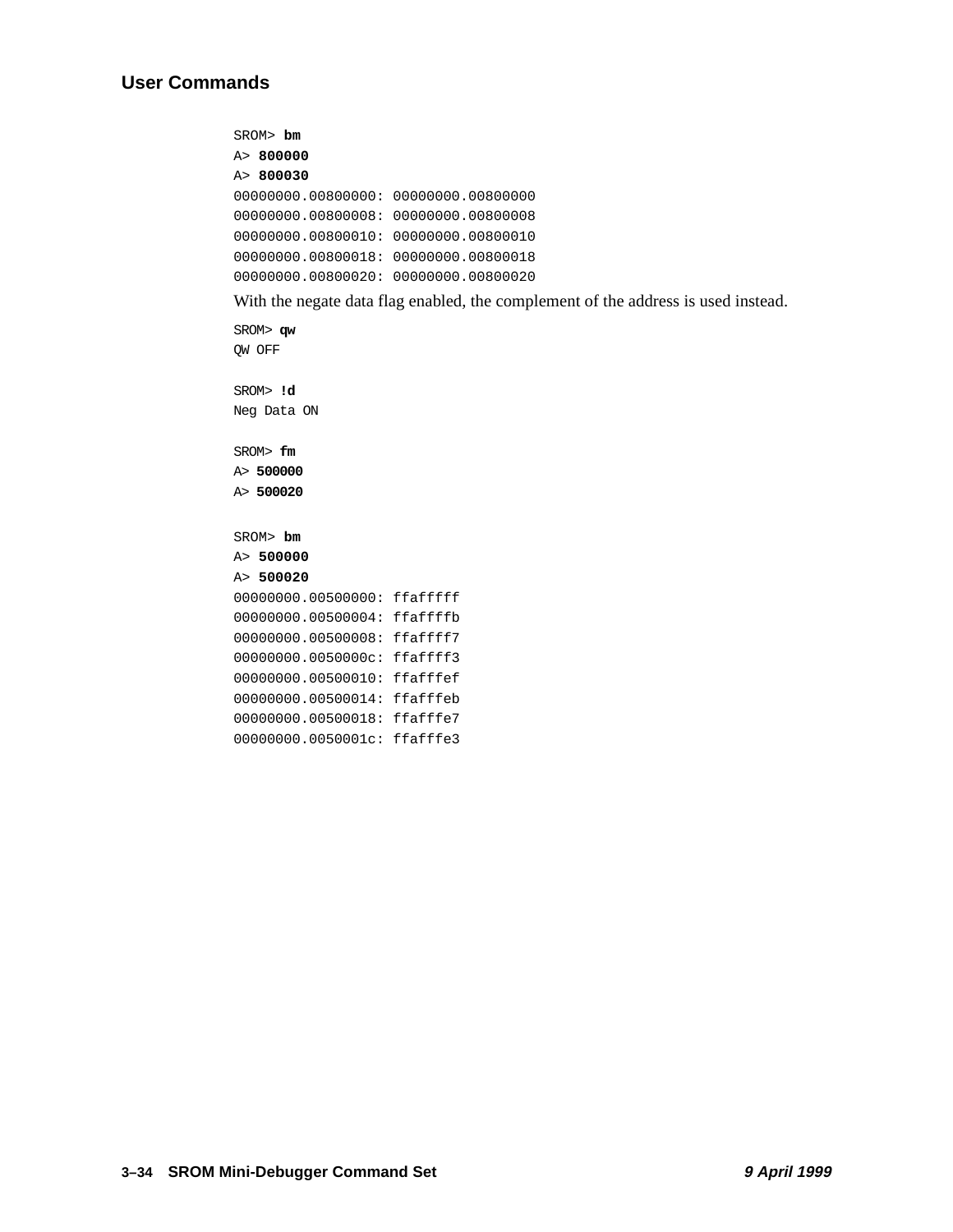```
SROM> bm
A> 800000
A> 800030
00000000.00800000: 00000000.00800000
00000000.00800008: 00000000.00800008
00000000.00800010: 00000000.00800010
00000000.00800018: 00000000.00800018
00000000.00800020: 00000000.00800020
```

With the negate data flag enabled, the complement of the address is used instead.

```
SROM> qw
QW OFF

SROM> !d
Neg Data ON

SROM> fm
A> 500000
A> 500020

SROM> bm
A> 500000
A> 500020
00000000.00500000: ffafffff
00000000.00500004: ffaffffb
00000000.00500008: ffaffff7
00000000.0050000c: ffaffff3
00000000.00500010: ffafffef
00000000.00500014: ffafffeb
00000000.00500018: ffafffe7
00000000.0050001c: ffafffe3
```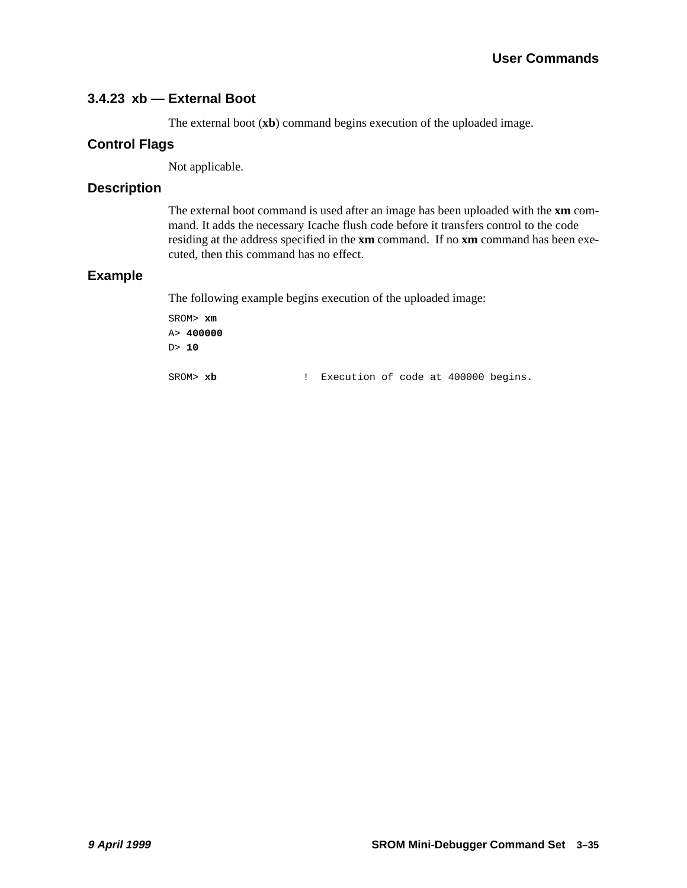### 3.4.23 xb — External Boot

The external boot (**xb**) command begins execution of the uploaded image.

#### Control Flags

Not applicable.

#### Description

The external boot command is used after an image has been uploaded with the **xm** command. It adds the necessary Icache flush code before it transfers control to the code residing at the address specified in the **xm** command. If no **xm** command has been executed, then this command has no effect.

#### Example

The following example begins execution of the uploaded image:

```
SROM> xm
A> 400000
D> 10

SROM> xb              !  Execution of code at 400000 begins.
```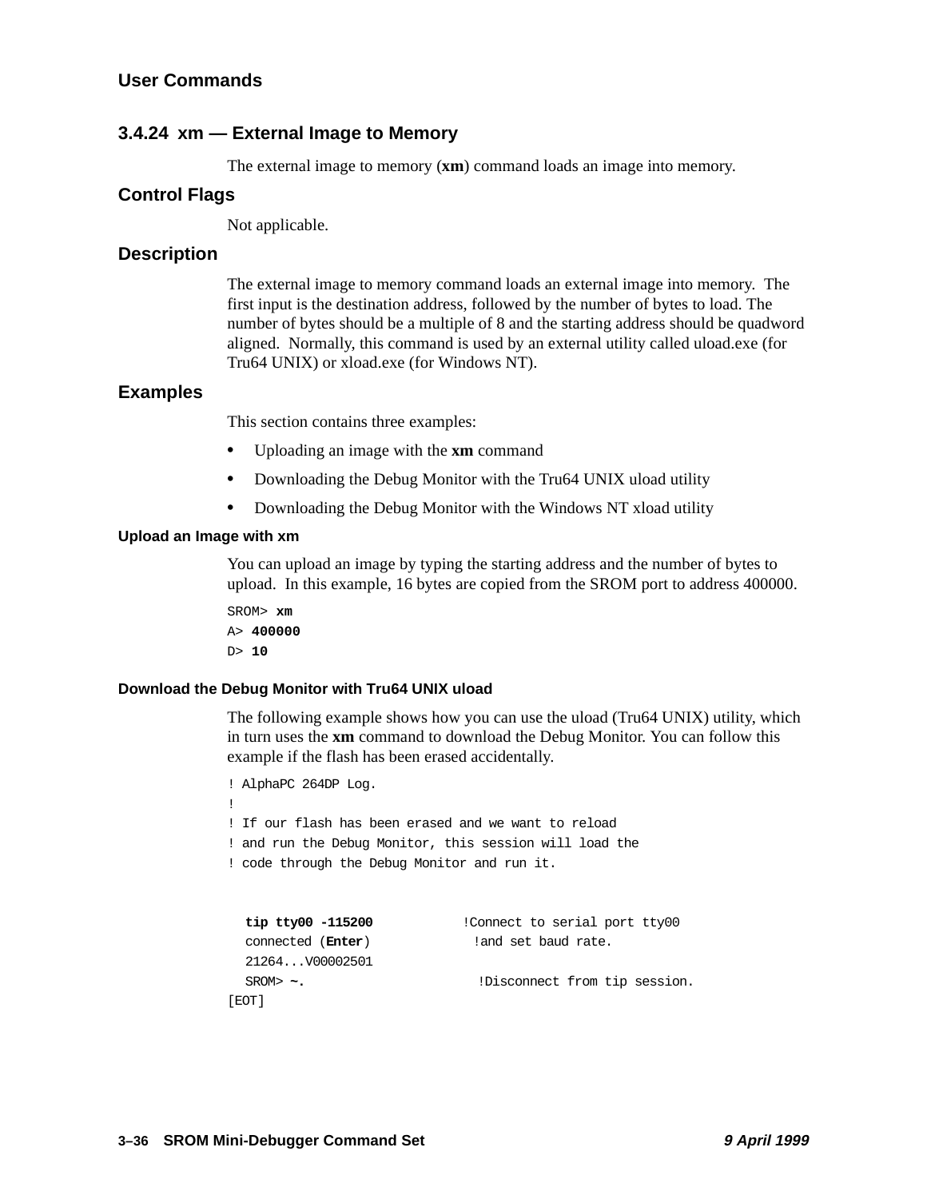### 3.4.24 xm — External Image to Memory

The external image to memory (**xm**) command loads an image into memory.

#### Control Flags

Not applicable.

#### Description

The external image to memory command loads an external image into memory. The first input is the destination address, followed by the number of bytes to load. The number of bytes should be a multiple of 8 and the starting address should be quadword aligned. Normally, this command is used by an external utility called uload.exe (for Tru64 UNIX) or xload.exe (for Windows NT).

#### Examples

This section contains three examples:

- Uploading an image with the **xm** command
- Downloading the Debug Monitor with the Tru64 UNIX uload utility
- Downloading the Debug Monitor with the Windows NT xload utility

##### Upload an Image with xm

You can upload an image by typing the starting address and the number of bytes to upload. In this example, 16 bytes are copied from the SROM port to address 400000.

```
SROM> xm
A> 400000
D> 10
```

##### Download the Debug Monitor with Tru64 UNIX uload

The following example shows how you can use the uload (Tru64 UNIX) utility, which in turn uses the **xm** command to download the Debug Monitor. You can follow this example if the flash has been erased accidentally.

```
! AlphaPC 264DP Log.
!
! If our flash has been erased and we want to reload
! and run the Debug Monitor, this session will load the
! code through the Debug Monitor and run it.


   tip tty00 -115200            !Connect to serial port tty00
   connected (Enter)              !and set baud rate.
   21264...V00002501
   SROM> ~.                       !Disconnect from tip session.
[EOT]
```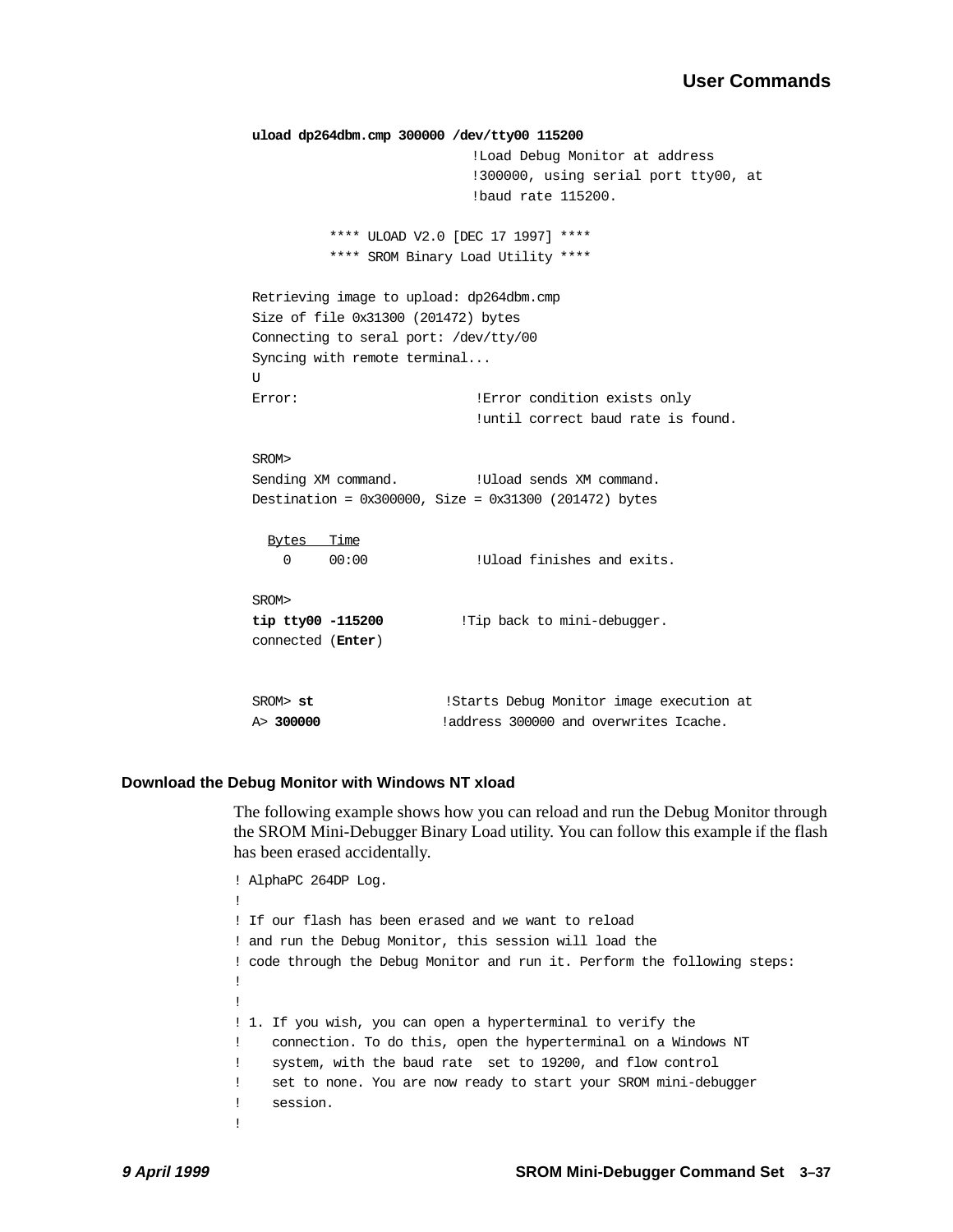```
uload dp264dbm.cmp 300000 /dev/tty00 115200
                            !Load Debug Monitor at address
                            !300000, using serial port tty00, at
                            !baud rate 115200.

          **** ULOAD V2.0 [DEC 17 1997] ****
          **** SROM Binary Load Utility ****

Retrieving image to upload: dp264dbm.cmp
Size of file 0x31300 (201472) bytes
Connecting to seral port: /dev/tty/00
Syncing with remote terminal...
U
Error:                       !Error condition exists only
                             !until correct baud rate is found.

SROM>
Sending XM command.          !Uload sends XM command.
Destination = 0x300000, Size = 0x31300 (201472) bytes

  Bytes   Time
    0     00:00              !Uload finishes and exits.

SROM>
tip tty00 -115200          !Tip back to mini-debugger.
connected (Enter)


SROM> st                   !Starts Debug Monitor image execution at
A> 300000                  !address 300000 and overwrites Icache.
```

### Download the Debug Monitor with Windows NT xload

The following example shows how you can reload and run the Debug Monitor through the SROM Mini-Debugger Binary Load utility. You can follow this example if the flash has been erased accidentally.

```
! AlphaPC 264DP Log.
!
! If our flash has been erased and we want to reload
! and run the Debug Monitor, this session will load the
! code through the Debug Monitor and run it. Perform the following steps:
!
!
! 1. If you wish, you can open a hyperterminal to verify the
!    connection. To do this, open the hyperterminal on a Windows NT
!    system, with the baud rate  set to 19200, and flow control
!    set to none. You are now ready to start your SROM mini-debugger
!    session.
!
```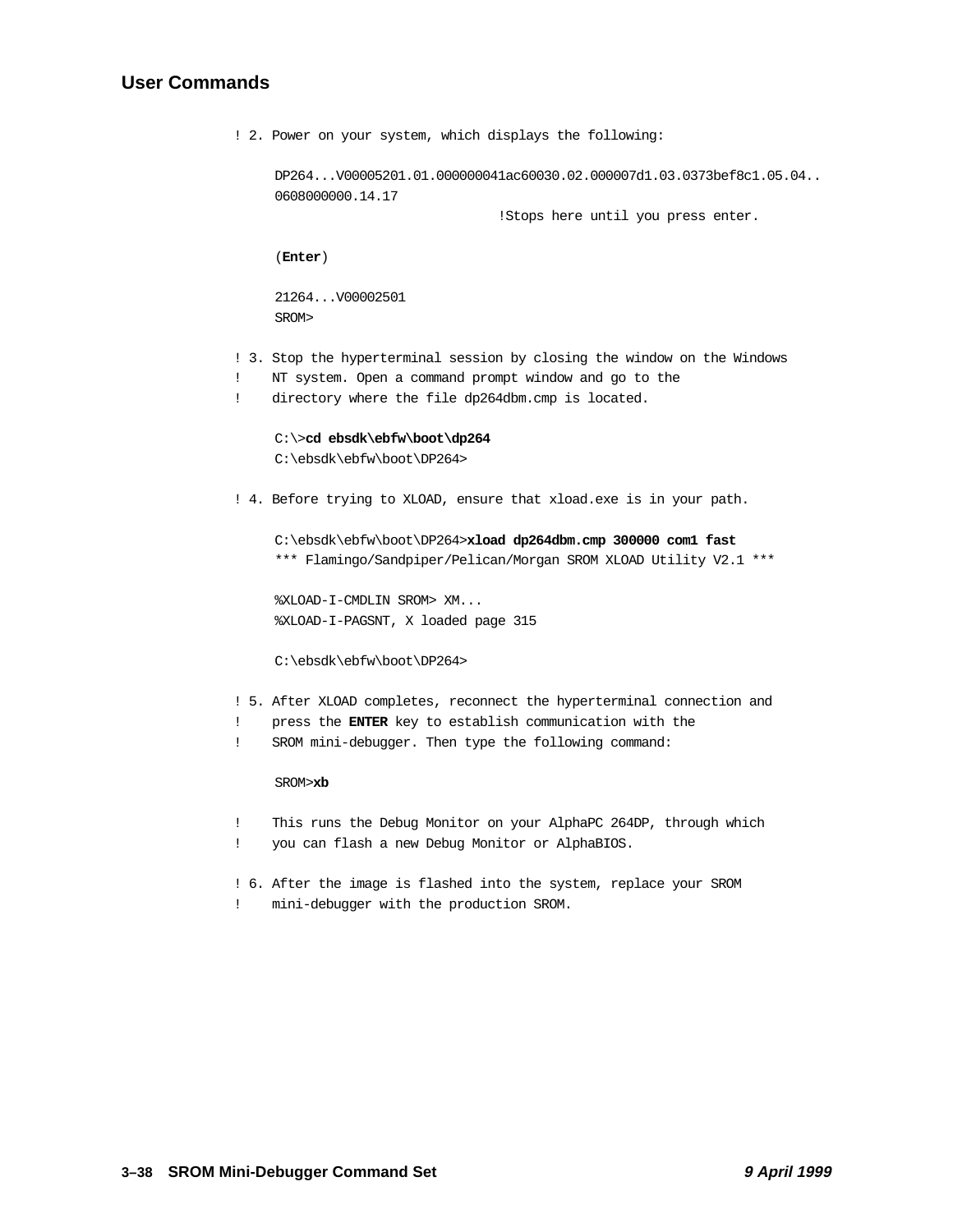```
! 2. Power on your system, which displays the following:

     DP264...V00005201.01.000000041ac60030.02.000007d1.03.0373bef8c1.05.04..
     0608000000.14.17
                                   !Stops here until you press enter.

     (Enter)

     21264...V00002501
     SROM>

! 3. Stop the hyperterminal session by closing the window on the Windows
!    NT system. Open a command prompt window and go to the
!    directory where the file dp264dbm.cmp is located.

     C:\>cd ebsdk\ebfw\boot\dp264
     C:\ebsdk\ebfw\boot\DP264>

! 4. Before trying to XLOAD, ensure that xload.exe is in your path.

     C:\ebsdk\ebfw\boot\DP264>xload dp264dbm.cmp 300000 com1 fast
     *** Flamingo/Sandpiper/Pelican/Morgan SROM XLOAD Utility V2.1 ***

     %XLOAD-I-CMDLIN SROM> XM...
     %XLOAD-I-PAGSNT, X loaded page 315

     C:\ebsdk\ebfw\boot\DP264>

! 5. After XLOAD completes, reconnect the hyperterminal connection and
!    press the ENTER key to establish communication with the
!    SROM mini-debugger. Then type the following command:

     SROM>xb

!    This runs the Debug Monitor on your AlphaPC 264DP, through which
!    you can flash a new Debug Monitor or AlphaBIOS.

! 6. After the image is flashed into the system, replace your SROM
!    mini-debugger with the production SROM.
```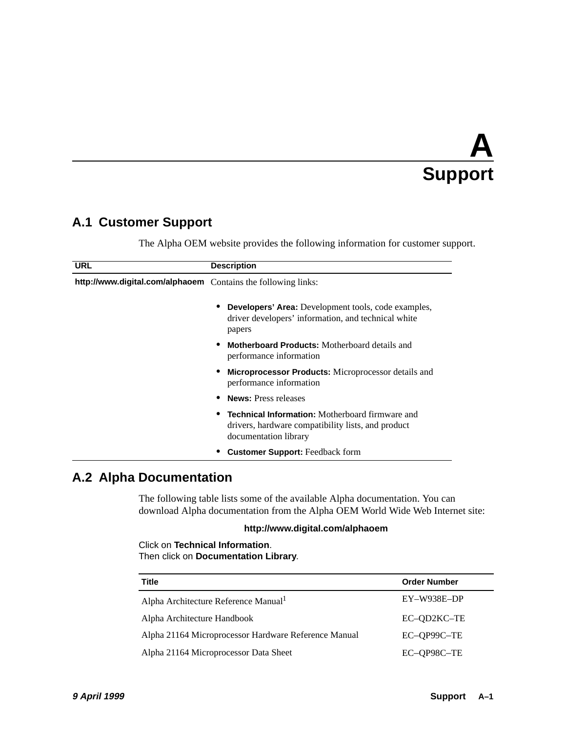# A Support

## A.1 Customer Support

The Alpha OEM website provides the following information for customer support.

| URL | Description |
|---|---|
| **http://www.digital.com/alphaoem** | Contains the following links:<br><br>• **Developers' Area:** Development tools, code examples, driver developers' information, and technical white papers<br>• **Motherboard Products:** Motherboard details and performance information<br>• **Microprocessor Products:** Microprocessor details and performance information<br>• **News:** Press releases<br>• **Technical Information:** Motherboard firmware and drivers, hardware compatibility lists, and product documentation library<br>• **Customer Support:** Feedback form |

## A.2 Alpha Documentation

The following table lists some of the available Alpha documentation. You can download Alpha documentation from the Alpha OEM World Wide Web Internet site:

**http://www.digital.com/alphaoem**

Click on **Technical Information**.
Then click on **Documentation Library**.

| Title | Order Number |
|---|---|
| Alpha Architecture Reference Manual[1] | EY–W938E–DP |
| Alpha Architecture Handbook | EC–QD2KC–TE |
| Alpha 21164 Microprocessor Hardware Reference Manual | EC–QP99C–TE |
| Alpha 21164 Microprocessor Data Sheet | EC–QP98C–TE |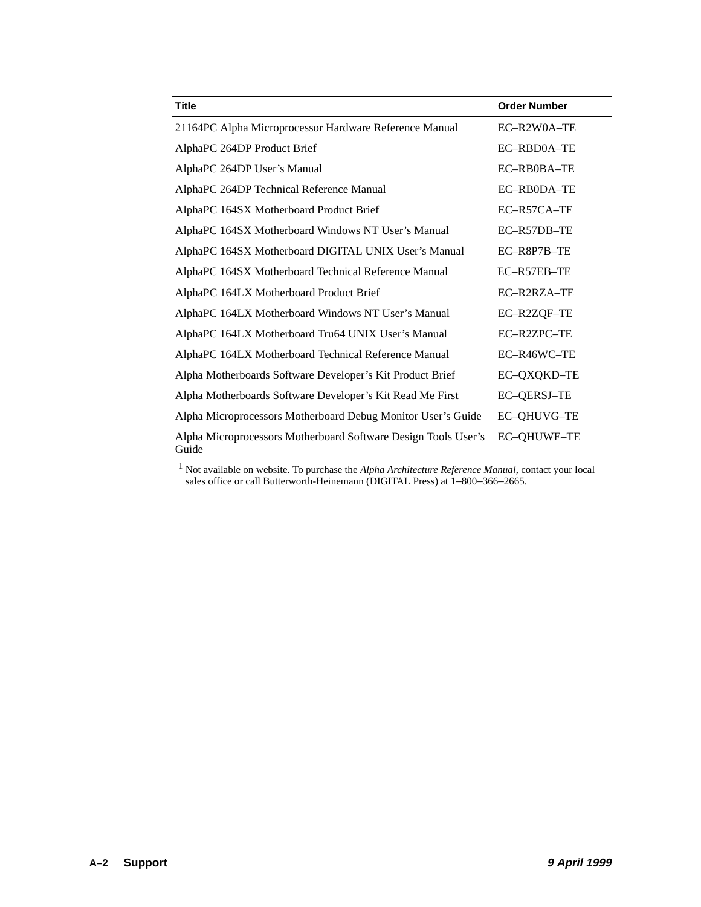| Title | Order Number |
| --- | --- |
| 21164PC Alpha Microprocessor Hardware Reference Manual | EC–R2W0A–TE |
| AlphaPC 264DP Product Brief | EC–RBD0A–TE |
| AlphaPC 264DP User’s Manual | EC–RB0BA–TE |
| AlphaPC 264DP Technical Reference Manual | EC–RB0DA–TE |
| AlphaPC 164SX Motherboard Product Brief | EC–R57CA–TE |
| AlphaPC 164SX Motherboard Windows NT User’s Manual | EC–R57DB–TE |
| AlphaPC 164SX Motherboard DIGITAL UNIX User’s Manual | EC–R8P7B–TE |
| AlphaPC 164SX Motherboard Technical Reference Manual | EC–R57EB–TE |
| AlphaPC 164LX Motherboard Product Brief | EC–R2RZA–TE |
| AlphaPC 164LX Motherboard Windows NT User’s Manual | EC–R2ZQF–TE |
| AlphaPC 164LX Motherboard Tru64 UNIX User’s Manual | EC–R2ZPC–TE |
| AlphaPC 164LX Motherboard Technical Reference Manual | EC–R46WC–TE |
| Alpha Motherboards Software Developer’s Kit Product Brief | EC–QXQKD–TE |
| Alpha Motherboards Software Developer’s Kit Read Me First | EC–QERSJ–TE |
| Alpha Microprocessors Motherboard Debug Monitor User’s Guide | EC–QHUVG–TE |
| Alpha Microprocessors Motherboard Software Design Tools User’s Guide | EC–QHUWE–TE |

[1] Not available on website. To purchase the *Alpha Architecture Reference Manual*, contact your local sales office or call Butterworth-Heinemann (DIGITAL Press) at 1–800–366–2665.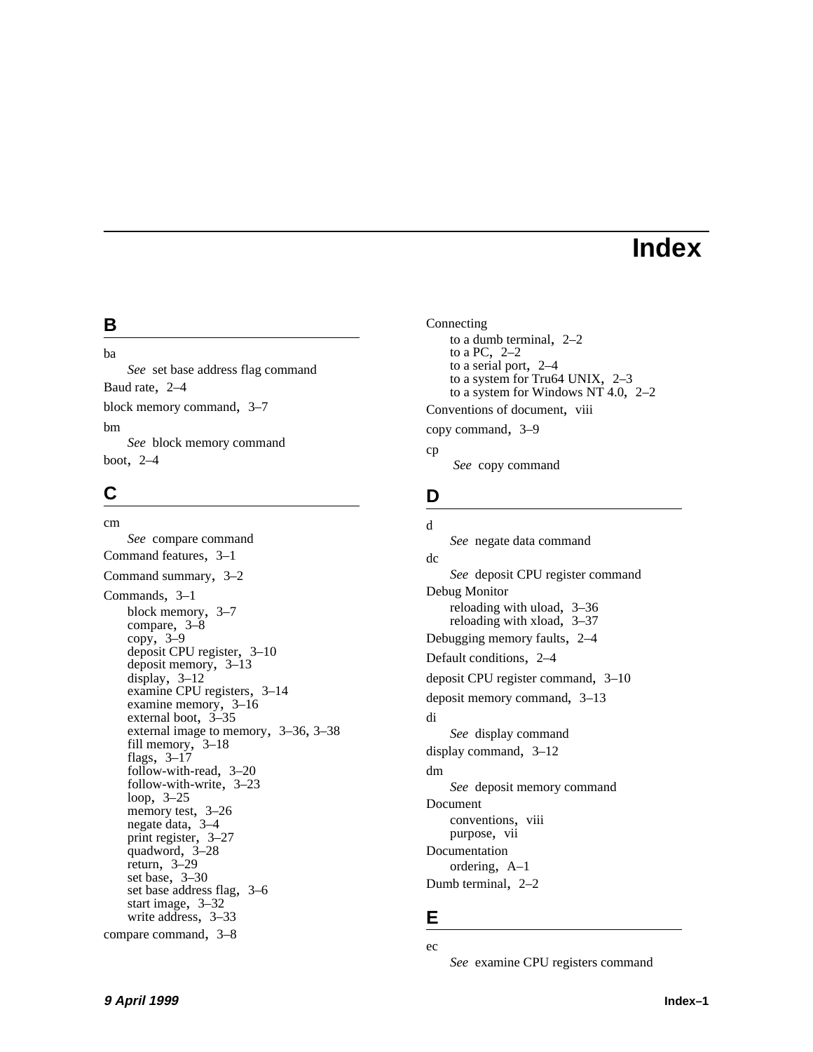# Index

## B

ba
  *See* set base address flag command

Baud rate, 2–4

block memory command, 3–7

bm
  *See* block memory command

boot, 2–4

## C

cm
  *See* compare command

Command features, 3–1

Command summary, 3–2

Commands, 3–1
  block memory, 3–7
  compare, 3–8
  copy, 3–9
  deposit CPU register, 3–10
  deposit memory, 3–13
  display, 3–12
  examine CPU registers, 3–14
  examine memory, 3–16
  external boot, 3–35
  external image to memory, 3–36, 3–38
  fill memory, 3–18
  flags, 3–17
  follow-with-read, 3–20
  follow-with-write, 3–23
  loop, 3–25
  memory test, 3–26
  negate data, 3–4
  print register, 3–27
  quadword, 3–28
  return, 3–29
  set base, 3–30
  set base address flag, 3–6
  start image, 3–32
  write address, 3–33

compare command, 3–8

Connecting
  to a dumb terminal, 2–2
  to a PC, 2–2
  to a serial port, 2–4
  to a system for Tru64 UNIX, 2–3
  to a system for Windows NT 4.0, 2–2

Conventions of document, viii

copy command, 3–9

cp
  *See* copy command

## D

d
  *See* negate data command

dc
  *See* deposit CPU register command

Debug Monitor
  reloading with uload, 3–36
  reloading with xload, 3–37

Debugging memory faults, 2–4

Default conditions, 2–4

deposit CPU register command, 3–10

deposit memory command, 3–13

di
  *See* display command

display command, 3–12

dm
  *See* deposit memory command

Document
  conventions, viii
  purpose, vii

Documentation
  ordering, A–1

Dumb terminal, 2–2

## E

ec
  *See* examine CPU registers command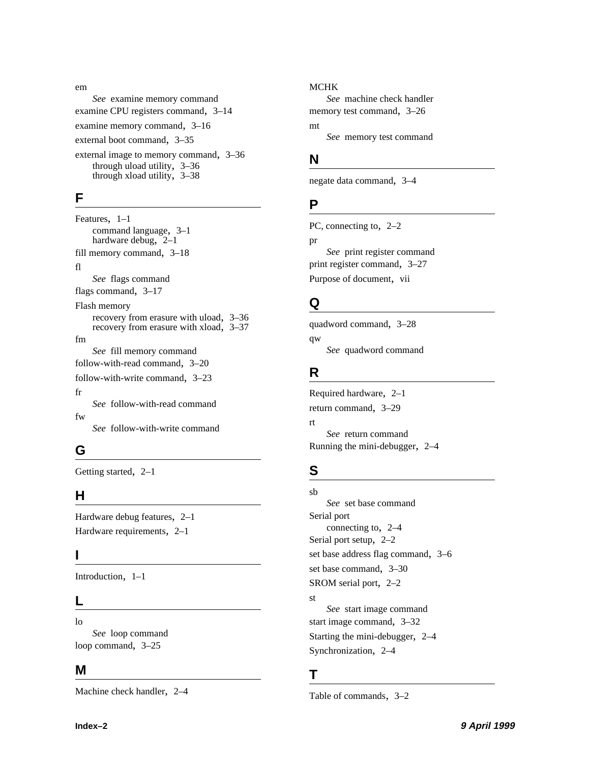em

*See* examine memory command

examine CPU registers command, 3–14

examine memory command, 3–16

external boot command, 3–35

external image to memory command, 3–36
- through uload utility, 3–36
- through xload utility, 3–38

## F

Features, 1–1
- command language, 3–1
- hardware debug, 2–1

fill memory command, 3–18

fl

*See* flags command

flags command, 3–17

Flash memory
- recovery from erasure with uload, 3–36
- recovery from erasure with xload, 3–37

fm

*See* fill memory command

follow-with-read command, 3–20

follow-with-write command, 3–23

fr

*See* follow-with-read command

fw

*See* follow-with-write command

## G

Getting started, 2–1

## H

Hardware debug features, 2–1

Hardware requirements, 2–1

## I

Introduction, 1–1

## L

lo

*See* loop command

loop command, 3–25

## M

Machine check handler, 2–4

MCHK

*See* machine check handler

memory test command, 3–26

mt

*See* memory test command

## N

negate data command, 3–4

## P

PC, connecting to, 2–2

pr

*See* print register command

print register command, 3–27

Purpose of document, vii

## Q

quadword command, 3–28

qw

*See* quadword command

## R

Required hardware, 2–1

return command, 3–29

rt

*See* return command

Running the mini-debugger, 2–4

## S

sb

*See* set base command

Serial port
- connecting to, 2–4

Serial port setup, 2–2

set base address flag command, 3–6

set base command, 3–30

SROM serial port, 2–2

st

*See* start image command

start image command, 3–32

Starting the mini-debugger, 2–4

Synchronization, 2–4

## T

Table of commands, 3–2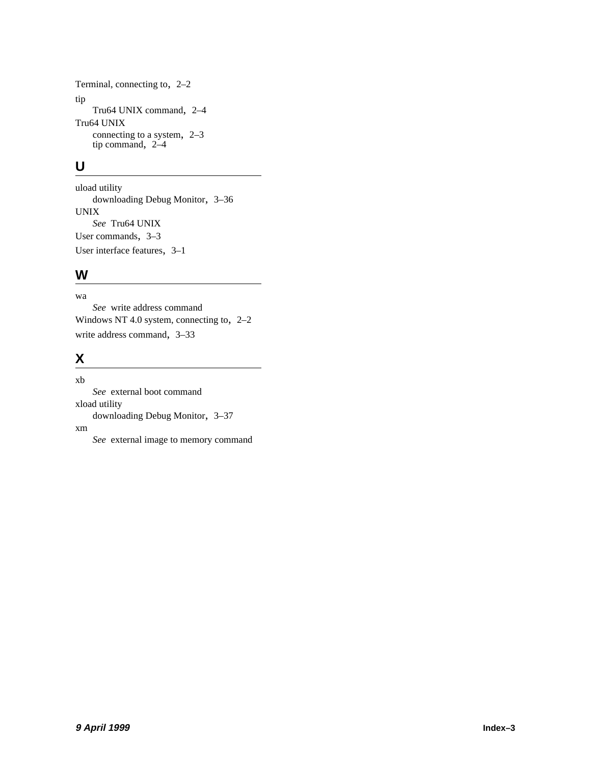Terminal, connecting to, 2–2

tip

  Tru64 UNIX command, 2–4

Tru64 UNIX

  connecting to a system, 2–3
  tip command, 2–4

## U

uload utility

  downloading Debug Monitor, 3–36

UNIX

  *See* Tru64 UNIX

User commands, 3–3

User interface features, 3–1

## W

wa

  *See* write address command

Windows NT 4.0 system, connecting to, 2–2

write address command, 3–33

## X

xb

  *See* external boot command

xload utility

  downloading Debug Monitor, 3–37

xm

  *See* external image to memory command